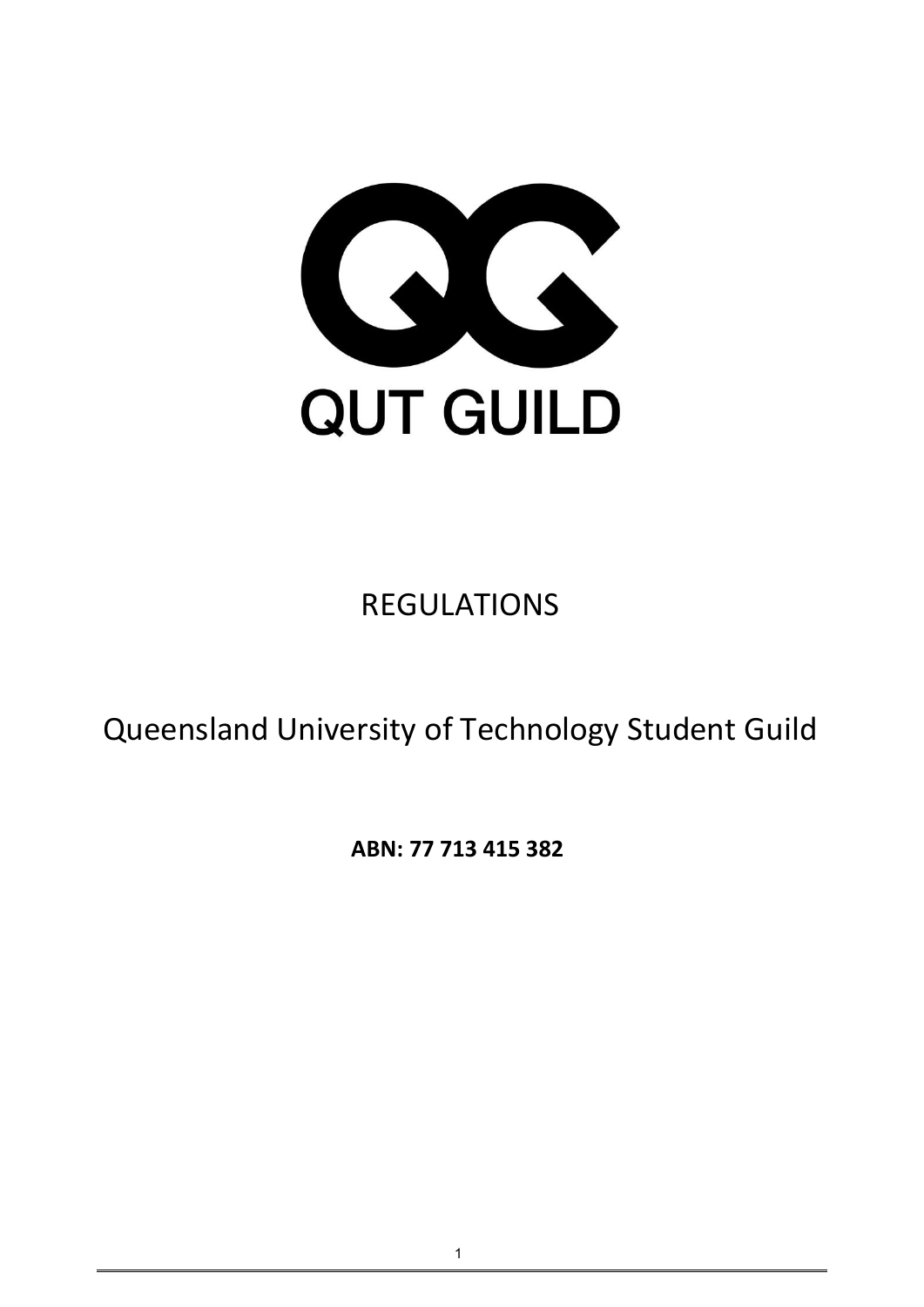QUT GUILD

# REGULATIONS

## Queensland University of Technology Student Guild

**ABN: 77 713 415 382**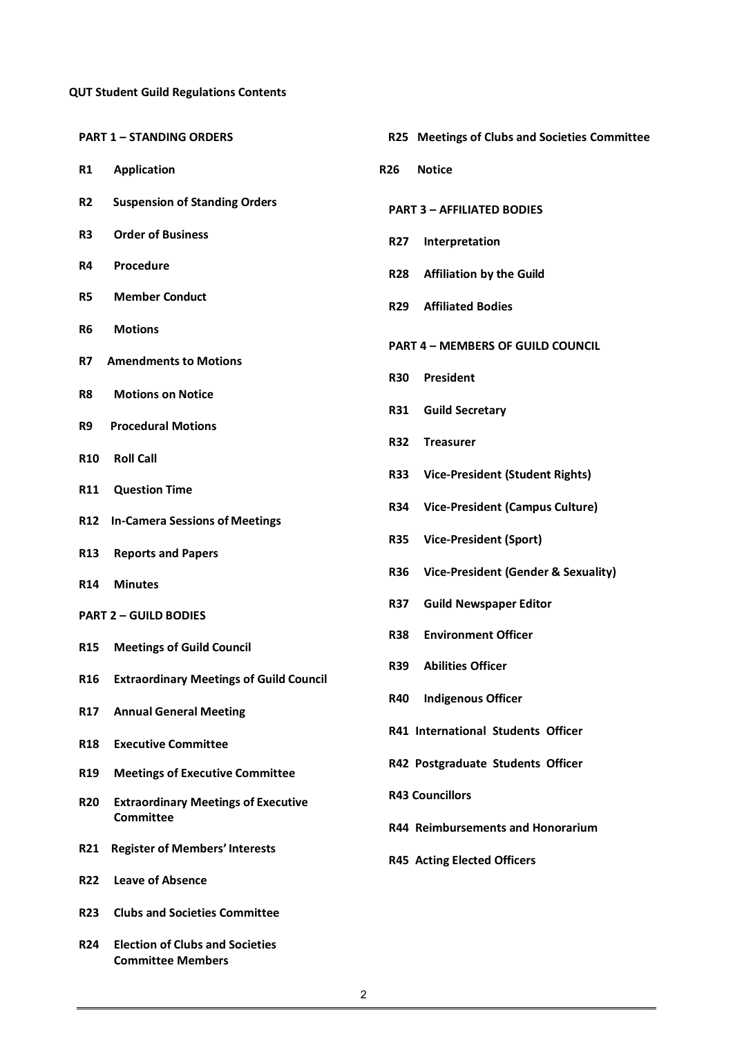**QUT Student Guild Regulations Contents**

**PART 1 – STANDING ORDERS**

**R1 Application**

**R2 Suspension of Standing Orders**

**R3 Order of Business**

**R4 Procedure**

**R5 Member Conduct**

**R6 Motions**

**R7 Amendments to Motions**

**R8 Motions on Notice**

**R9 Procedural Motions**

**R10 Roll Call**

**R11 Question Time**

**R12 In-Camera Sessions of Meetings**

**R13 Reports and Papers**

**R14 Minutes**

**PART 2 – GUILD BODIES**

**R15 Meetings of Guild Council**

**R16 Extraordinary Meetings of Guild Council**

**R17 Annual General Meeting**

**R18 Executive Committee**

**R19 Meetings of Executive Committee**

**R20 Extraordinary Meetings of Executive Committee**

**R21 Register of Members' Interests**

**R22 Leave of Absence**

**R23 Clubs and Societies Committee**

**R24 Election of Clubs and Societies Committee Members**

**R25 Meetings of Clubs and Societies Committee**

**R26 Notice**

**PART 3 – AFFILIATED BODIES**

**R27 Interpretation**

**R28 Affiliation by the Guild**

**R29 Affiliated Bodies**

**PART 4 – MEMBERS OF GUILD COUNCIL**

**R30 President**

**R31 Guild Secretary**

**R32 Treasurer**

**R33 Vice-President (Student Rights)**

**R34 Vice-President (Campus Culture)**

**R35 Vice-President (Sport)**

**R36 Vice-President (Gender & Sexuality)**

**R37 Guild Newspaper Editor**

**R38 Environment Officer**

**R39 Abilities Officer**

**R40 Indigenous Officer**

**R41 International Students Officer**

**R42 Postgraduate Students Officer**

**R43 Councillors**

**R44 Reimbursements and Honorarium**

**R45 Acting Elected Officers**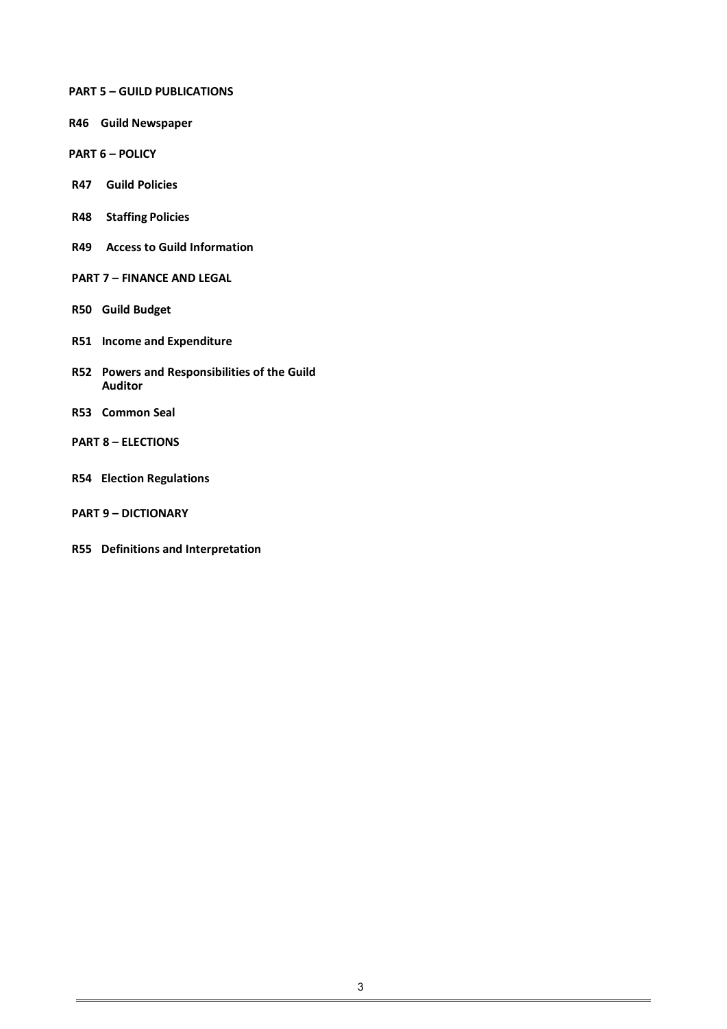**PART 5 – GUILD PUBLICATIONS**

**R46 Guild Newspaper**

**PART 6 – POLICY**

**R47 Guild Policies**

**R48 Staffing Policies**

**R49 Access to Guild Information**

**PART 7 – FINANCE AND LEGAL**

**R50 Guild Budget**

**R51 Income and Expenditure**

**R52 Powers and Responsibilities of the Guild Auditor**

**R53 Common Seal**

**PART 8 – ELECTIONS**

**R54 Election Regulations**

**PART 9 – DICTIONARY**

**R55 Definitions and Interpretation**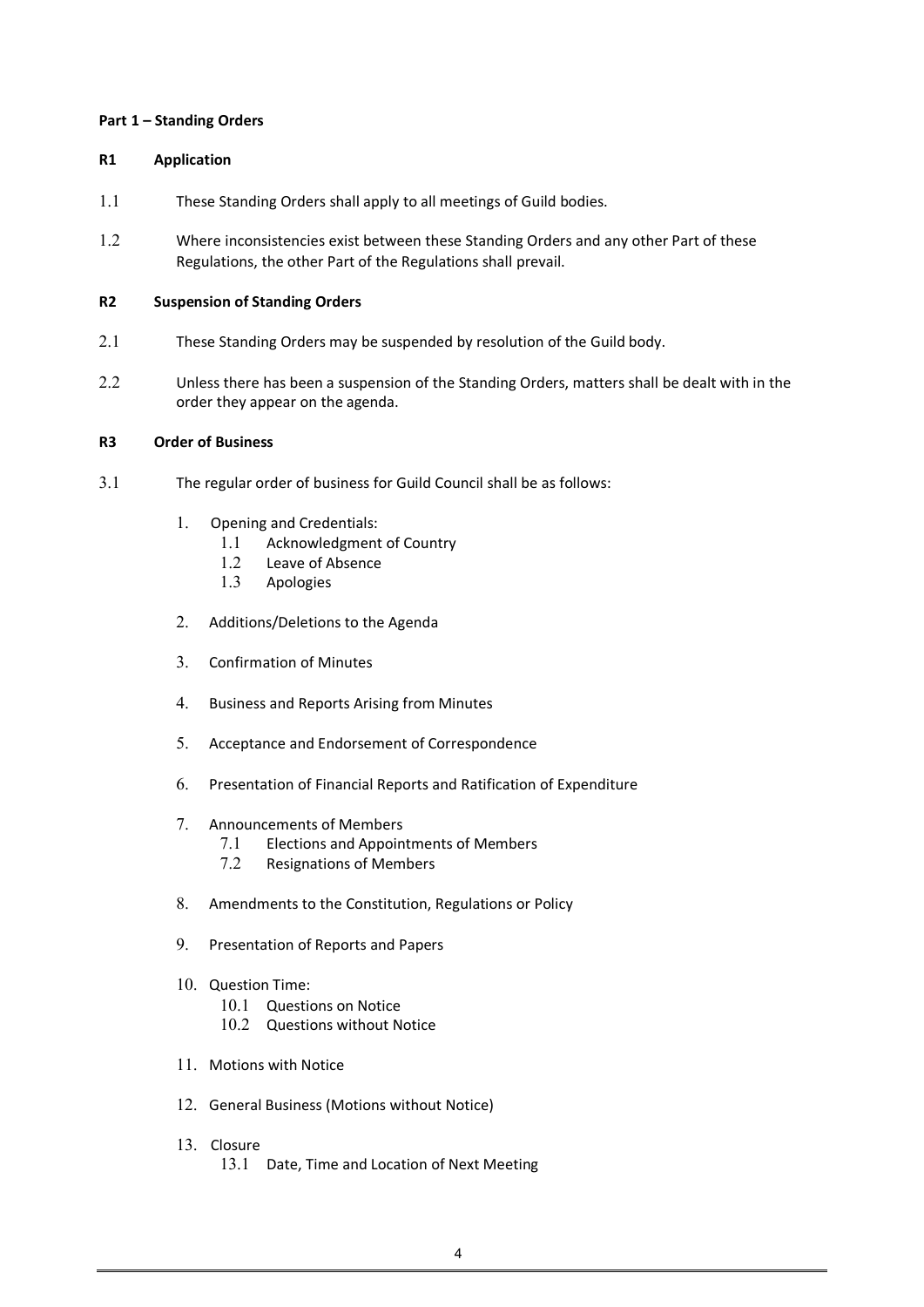**Part 1 – Standing Orders**

**R1 Application**

1.1 These Standing Orders shall apply to all meetings of Guild bodies.

1.2 Where inconsistencies exist between these Standing Orders and any other Part of these Regulations, the other Part of the Regulations shall prevail.

**R2 Suspension of Standing Orders**

2.1 These Standing Orders may be suspended by resolution of the Guild body.

2.2 Unless there has been a suspension of the Standing Orders, matters shall be dealt with in the order they appear on the agenda.

**R3 Order of Business**

3.1 The regular order of business for Guild Council shall be as follows:

1. Opening and Credentials:
   - 1.1 Acknowledgment of Country
   - 1.2 Leave of Absence
   - 1.3 Apologies
2. Additions/Deletions to the Agenda
3. Confirmation of Minutes
4. Business and Reports Arising from Minutes
5. Acceptance and Endorsement of Correspondence
6. Presentation of Financial Reports and Ratification of Expenditure
7. Announcements of Members
   - 7.1 Elections and Appointments of Members
   - 7.2 Resignations of Members
8. Amendments to the Constitution, Regulations or Policy
9. Presentation of Reports and Papers
10. Question Time:
    - 10.1 Questions on Notice
    - 10.2 Questions without Notice
11. Motions with Notice
12. General Business (Motions without Notice)
13. Closure
    - 13.1 Date, Time and Location of Next Meeting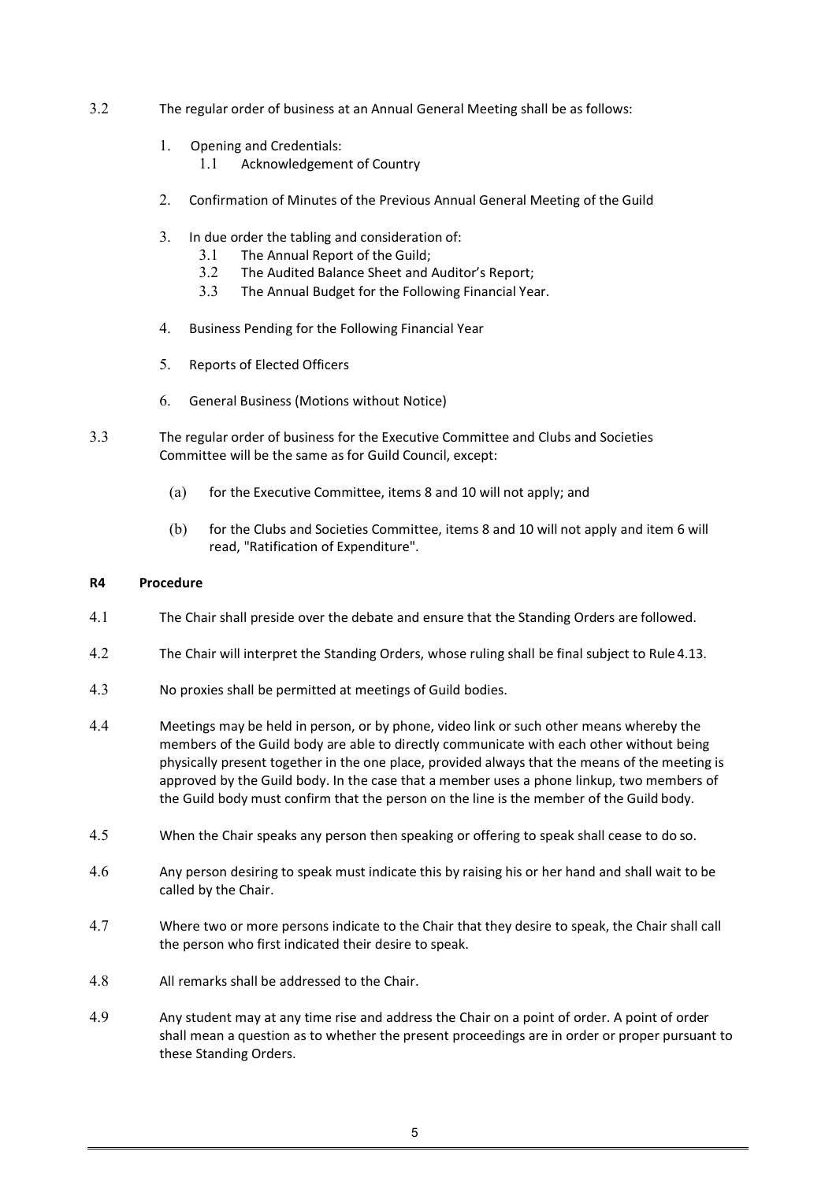3.2 The regular order of business at an Annual General Meeting shall be as follows:

1. Opening and Credentials:
   1.1 Acknowledgement of Country
2. Confirmation of Minutes of the Previous Annual General Meeting of the Guild
3. In due order the tabling and consideration of:
   3.1 The Annual Report of the Guild;
   3.2 The Audited Balance Sheet and Auditor's Report;
   3.3 The Annual Budget for the Following Financial Year.
4. Business Pending for the Following Financial Year
5. Reports of Elected Officers
6. General Business (Motions without Notice)

3.3 The regular order of business for the Executive Committee and Clubs and Societies Committee will be the same as for Guild Council, except:

(a) for the Executive Committee, items 8 and 10 will not apply; and

(b) for the Clubs and Societies Committee, items 8 and 10 will not apply and item 6 will read, "Ratification of Expenditure".

**R4 Procedure**

4.1 The Chair shall preside over the debate and ensure that the Standing Orders are followed.

4.2 The Chair will interpret the Standing Orders, whose ruling shall be final subject to Rule 4.13.

4.3 No proxies shall be permitted at meetings of Guild bodies.

4.4 Meetings may be held in person, or by phone, video link or such other means whereby the members of the Guild body are able to directly communicate with each other without being physically present together in the one place, provided always that the means of the meeting is approved by the Guild body. In the case that a member uses a phone linkup, two members of the Guild body must confirm that the person on the line is the member of the Guild body.

4.5 When the Chair speaks any person then speaking or offering to speak shall cease to do so.

4.6 Any person desiring to speak must indicate this by raising his or her hand and shall wait to be called by the Chair.

4.7 Where two or more persons indicate to the Chair that they desire to speak, the Chair shall call the person who first indicated their desire to speak.

4.8 All remarks shall be addressed to the Chair.

4.9 Any student may at any time rise and address the Chair on a point of order. A point of order shall mean a question as to whether the present proceedings are in order or proper pursuant to these Standing Orders.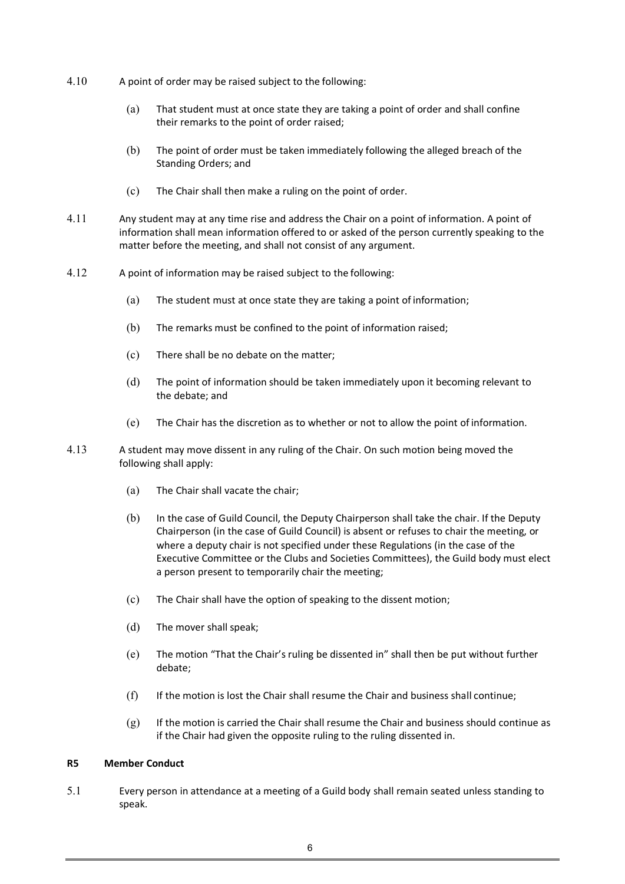4.10 A point of order may be raised subject to the following:

(a) That student must at once state they are taking a point of order and shall confine their remarks to the point of order raised;

(b) The point of order must be taken immediately following the alleged breach of the Standing Orders; and

(c) The Chair shall then make a ruling on the point of order.

4.11 Any student may at any time rise and address the Chair on a point of information. A point of information shall mean information offered to or asked of the person currently speaking to the matter before the meeting, and shall not consist of any argument.

4.12 A point of information may be raised subject to the following:

(a) The student must at once state they are taking a point of information;

(b) The remarks must be confined to the point of information raised;

(c) There shall be no debate on the matter;

(d) The point of information should be taken immediately upon it becoming relevant to the debate; and

(e) The Chair has the discretion as to whether or not to allow the point of information.

4.13 A student may move dissent in any ruling of the Chair. On such motion being moved the following shall apply:

(a) The Chair shall vacate the chair;

(b) In the case of Guild Council, the Deputy Chairperson shall take the chair. If the Deputy Chairperson (in the case of Guild Council) is absent or refuses to chair the meeting, or where a deputy chair is not specified under these Regulations (in the case of the Executive Committee or the Clubs and Societies Committees), the Guild body must elect a person present to temporarily chair the meeting;

(c) The Chair shall have the option of speaking to the dissent motion;

(d) The mover shall speak;

(e) The motion "That the Chair's ruling be dissented in" shall then be put without further debate;

(f) If the motion is lost the Chair shall resume the Chair and business shall continue;

(g) If the motion is carried the Chair shall resume the Chair and business should continue as if the Chair had given the opposite ruling to the ruling dissented in.

**R5 Member Conduct**

5.1 Every person in attendance at a meeting of a Guild body shall remain seated unless standing to speak.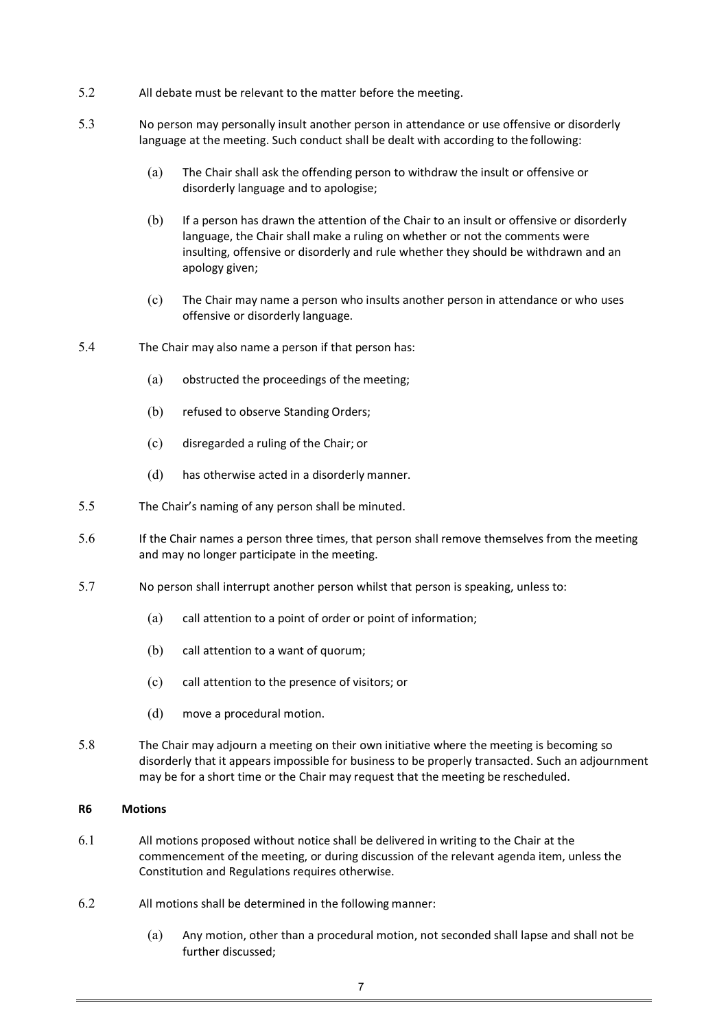5.2 All debate must be relevant to the matter before the meeting.

5.3 No person may personally insult another person in attendance or use offensive or disorderly language at the meeting. Such conduct shall be dealt with according to the following:

(a) The Chair shall ask the offending person to withdraw the insult or offensive or disorderly language and to apologise;

(b) If a person has drawn the attention of the Chair to an insult or offensive or disorderly language, the Chair shall make a ruling on whether or not the comments were insulting, offensive or disorderly and rule whether they should be withdrawn and an apology given;

(c) The Chair may name a person who insults another person in attendance or who uses offensive or disorderly language.

5.4 The Chair may also name a person if that person has:

(a) obstructed the proceedings of the meeting;

(b) refused to observe Standing Orders;

(c) disregarded a ruling of the Chair; or

(d) has otherwise acted in a disorderly manner.

5.5 The Chair's naming of any person shall be minuted.

5.6 If the Chair names a person three times, that person shall remove themselves from the meeting and may no longer participate in the meeting.

5.7 No person shall interrupt another person whilst that person is speaking, unless to:

(a) call attention to a point of order or point of information;

(b) call attention to a want of quorum;

(c) call attention to the presence of visitors; or

(d) move a procedural motion.

5.8 The Chair may adjourn a meeting on their own initiative where the meeting is becoming so disorderly that it appears impossible for business to be properly transacted. Such an adjournment may be for a short time or the Chair may request that the meeting be rescheduled.

**R6 Motions**

6.1 All motions proposed without notice shall be delivered in writing to the Chair at the commencement of the meeting, or during discussion of the relevant agenda item, unless the Constitution and Regulations requires otherwise.

6.2 All motions shall be determined in the following manner:

(a) Any motion, other than a procedural motion, not seconded shall lapse and shall not be further discussed;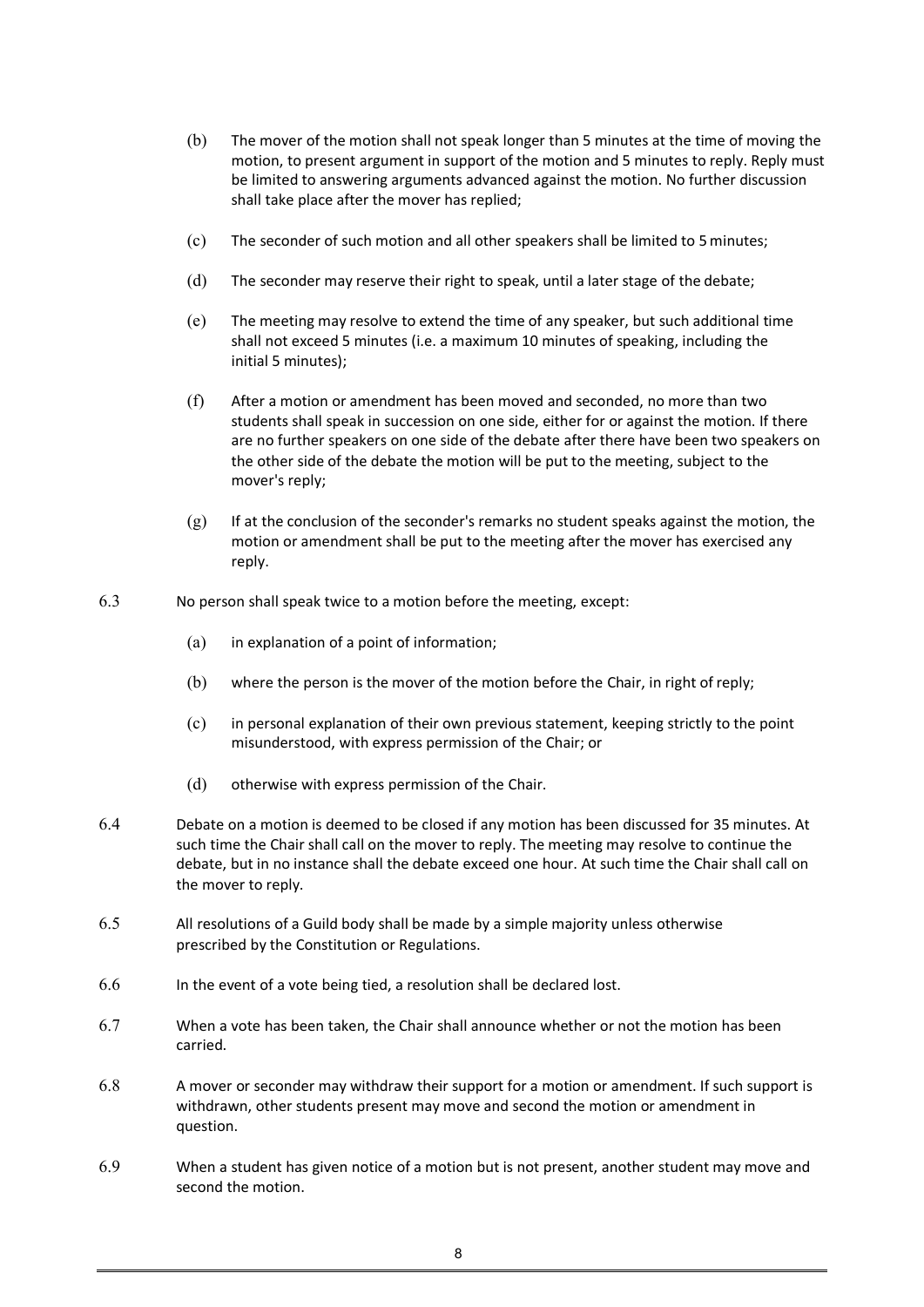(b) The mover of the motion shall not speak longer than 5 minutes at the time of moving the motion, to present argument in support of the motion and 5 minutes to reply. Reply must be limited to answering arguments advanced against the motion. No further discussion shall take place after the mover has replied;

(c) The seconder of such motion and all other speakers shall be limited to 5 minutes;

(d) The seconder may reserve their right to speak, until a later stage of the debate;

(e) The meeting may resolve to extend the time of any speaker, but such additional time shall not exceed 5 minutes (i.e. a maximum 10 minutes of speaking, including the initial 5 minutes);

(f) After a motion or amendment has been moved and seconded, no more than two students shall speak in succession on one side, either for or against the motion. If there are no further speakers on one side of the debate after there have been two speakers on the other side of the debate the motion will be put to the meeting, subject to the mover's reply;

(g) If at the conclusion of the seconder's remarks no student speaks against the motion, the motion or amendment shall be put to the meeting after the mover has exercised any reply.

6.3 No person shall speak twice to a motion before the meeting, except:

(a) in explanation of a point of information;

(b) where the person is the mover of the motion before the Chair, in right of reply;

(c) in personal explanation of their own previous statement, keeping strictly to the point misunderstood, with express permission of the Chair; or

(d) otherwise with express permission of the Chair.

6.4 Debate on a motion is deemed to be closed if any motion has been discussed for 35 minutes. At such time the Chair shall call on the mover to reply. The meeting may resolve to continue the debate, but in no instance shall the debate exceed one hour. At such time the Chair shall call on the mover to reply.

6.5 All resolutions of a Guild body shall be made by a simple majority unless otherwise prescribed by the Constitution or Regulations.

6.6 In the event of a vote being tied, a resolution shall be declared lost.

6.7 When a vote has been taken, the Chair shall announce whether or not the motion has been carried.

6.8 A mover or seconder may withdraw their support for a motion or amendment. If such support is withdrawn, other students present may move and second the motion or amendment in question.

6.9 When a student has given notice of a motion but is not present, another student may move and second the motion.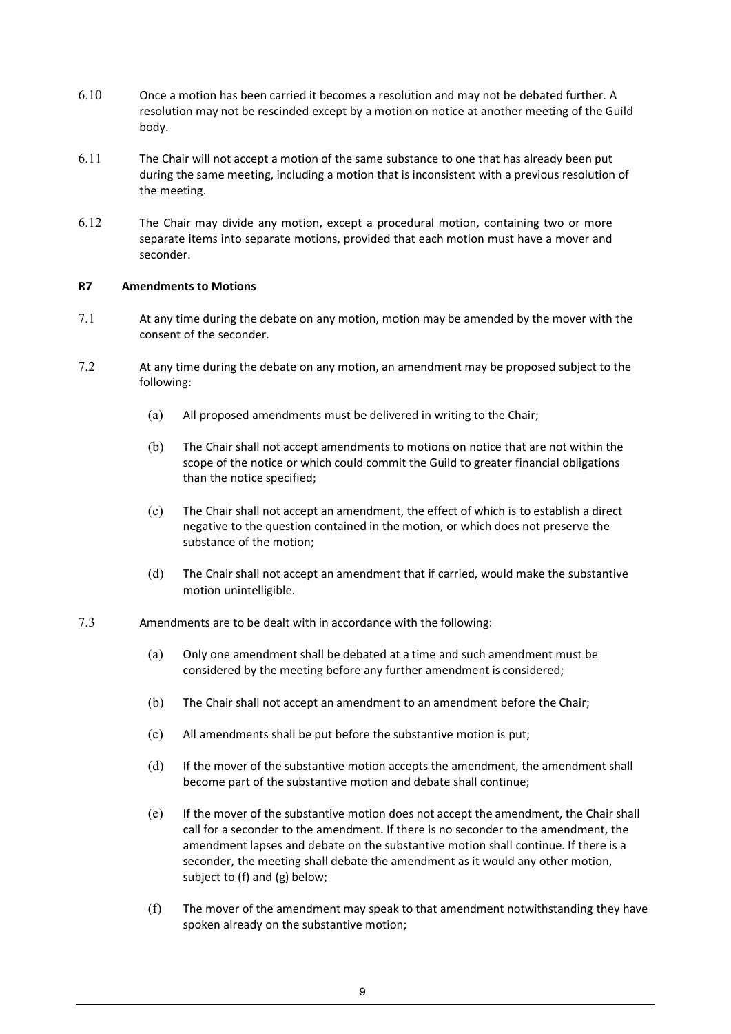6.10 Once a motion has been carried it becomes a resolution and may not be debated further. A resolution may not be rescinded except by a motion on notice at another meeting of the Guild body.

6.11 The Chair will not accept a motion of the same substance to one that has already been put during the same meeting, including a motion that is inconsistent with a previous resolution of the meeting.

6.12 The Chair may divide any motion, except a procedural motion, containing two or more separate items into separate motions, provided that each motion must have a mover and seconder.

**R7 Amendments to Motions**

7.1 At any time during the debate on any motion, motion may be amended by the mover with the consent of the seconder.

7.2 At any time during the debate on any motion, an amendment may be proposed subject to the following:

(a) All proposed amendments must be delivered in writing to the Chair;

(b) The Chair shall not accept amendments to motions on notice that are not within the scope of the notice or which could commit the Guild to greater financial obligations than the notice specified;

(c) The Chair shall not accept an amendment, the effect of which is to establish a direct negative to the question contained in the motion, or which does not preserve the substance of the motion;

(d) The Chair shall not accept an amendment that if carried, would make the substantive motion unintelligible.

7.3 Amendments are to be dealt with in accordance with the following:

(a) Only one amendment shall be debated at a time and such amendment must be considered by the meeting before any further amendment is considered;

(b) The Chair shall not accept an amendment to an amendment before the Chair;

(c) All amendments shall be put before the substantive motion is put;

(d) If the mover of the substantive motion accepts the amendment, the amendment shall become part of the substantive motion and debate shall continue;

(e) If the mover of the substantive motion does not accept the amendment, the Chair shall call for a seconder to the amendment. If there is no seconder to the amendment, the amendment lapses and debate on the substantive motion shall continue. If there is a seconder, the meeting shall debate the amendment as it would any other motion, subject to (f) and (g) below;

(f) The mover of the amendment may speak to that amendment notwithstanding they have spoken already on the substantive motion;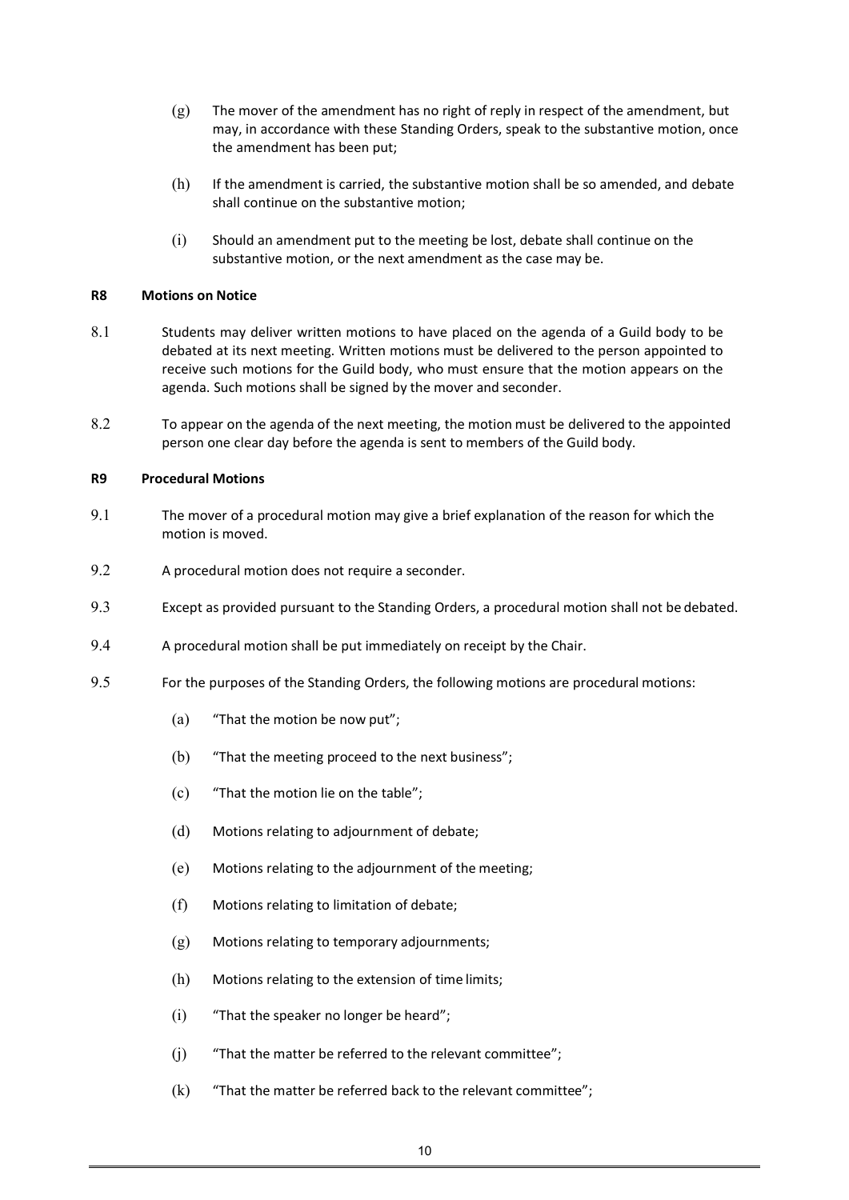(g) The mover of the amendment has no right of reply in respect of the amendment, but may, in accordance with these Standing Orders, speak to the substantive motion, once the amendment has been put;

(h) If the amendment is carried, the substantive motion shall be so amended, and debate shall continue on the substantive motion;

(i) Should an amendment put to the meeting be lost, debate shall continue on the substantive motion, or the next amendment as the case may be.

**R8 Motions on Notice**

8.1 Students may deliver written motions to have placed on the agenda of a Guild body to be debated at its next meeting. Written motions must be delivered to the person appointed to receive such motions for the Guild body, who must ensure that the motion appears on the agenda. Such motions shall be signed by the mover and seconder.

8.2 To appear on the agenda of the next meeting, the motion must be delivered to the appointed person one clear day before the agenda is sent to members of the Guild body.

**R9 Procedural Motions**

9.1 The mover of a procedural motion may give a brief explanation of the reason for which the motion is moved.

9.2 A procedural motion does not require a seconder.

9.3 Except as provided pursuant to the Standing Orders, a procedural motion shall not be debated.

9.4 A procedural motion shall be put immediately on receipt by the Chair.

9.5 For the purposes of the Standing Orders, the following motions are procedural motions:

(a) "That the motion be now put";

(b) "That the meeting proceed to the next business";

(c) "That the motion lie on the table";

(d) Motions relating to adjournment of debate;

(e) Motions relating to the adjournment of the meeting;

(f) Motions relating to limitation of debate;

(g) Motions relating to temporary adjournments;

(h) Motions relating to the extension of time limits;

(i) "That the speaker no longer be heard";

(j) "That the matter be referred to the relevant committee";

(k) "That the matter be referred back to the relevant committee";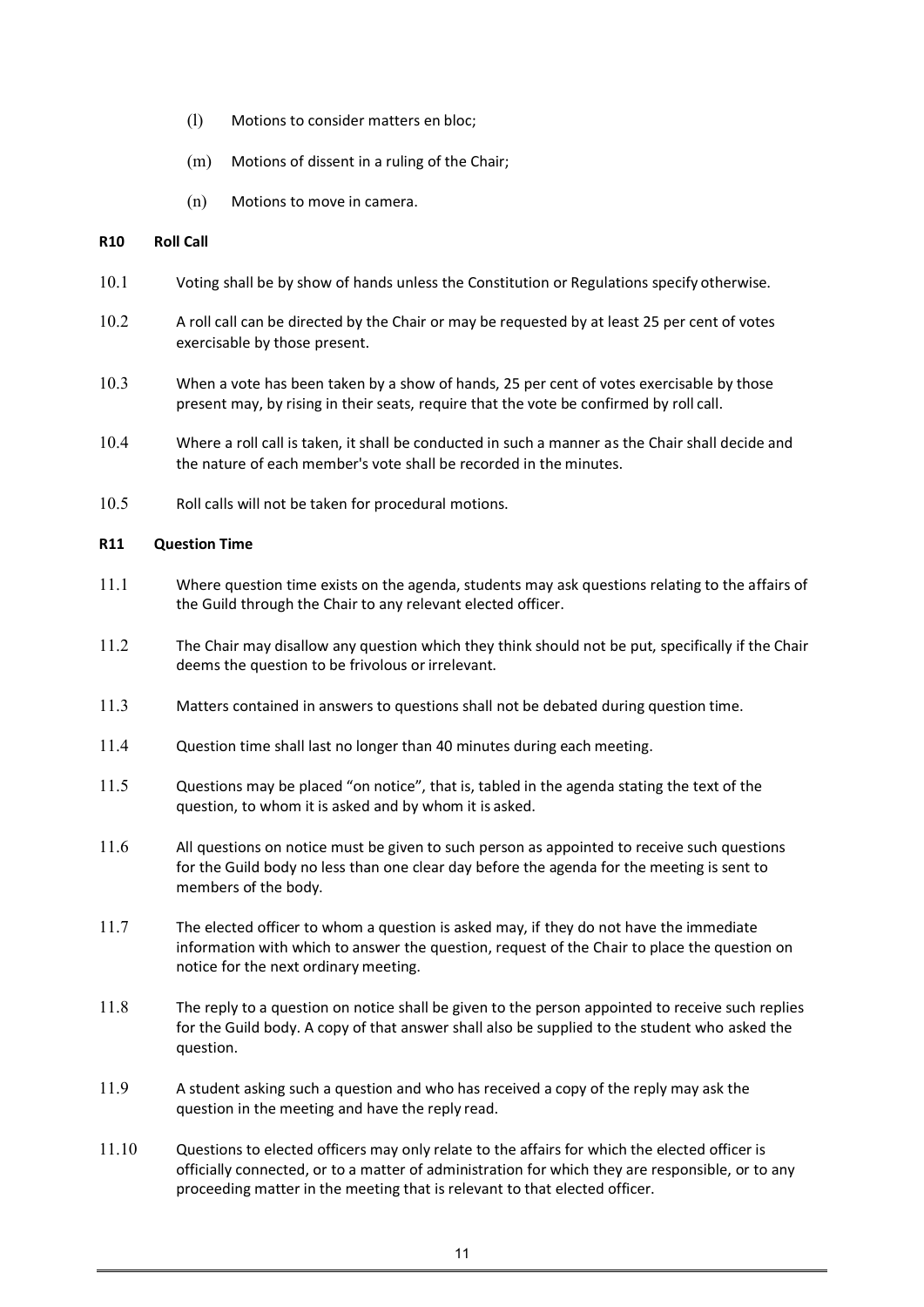(l) Motions to consider matters en bloc;

(m) Motions of dissent in a ruling of the Chair;

(n) Motions to move in camera.

**R10 Roll Call**

10.1 Voting shall be by show of hands unless the Constitution or Regulations specify otherwise.

10.2 A roll call can be directed by the Chair or may be requested by at least 25 per cent of votes exercisable by those present.

10.3 When a vote has been taken by a show of hands, 25 per cent of votes exercisable by those present may, by rising in their seats, require that the vote be confirmed by roll call.

10.4 Where a roll call is taken, it shall be conducted in such a manner as the Chair shall decide and the nature of each member's vote shall be recorded in the minutes.

10.5 Roll calls will not be taken for procedural motions.

**R11 Question Time**

11.1 Where question time exists on the agenda, students may ask questions relating to the affairs of the Guild through the Chair to any relevant elected officer.

11.2 The Chair may disallow any question which they think should not be put, specifically if the Chair deems the question to be frivolous or irrelevant.

11.3 Matters contained in answers to questions shall not be debated during question time.

11.4 Question time shall last no longer than 40 minutes during each meeting.

11.5 Questions may be placed "on notice", that is, tabled in the agenda stating the text of the question, to whom it is asked and by whom it is asked.

11.6 All questions on notice must be given to such person as appointed to receive such questions for the Guild body no less than one clear day before the agenda for the meeting is sent to members of the body.

11.7 The elected officer to whom a question is asked may, if they do not have the immediate information with which to answer the question, request of the Chair to place the question on notice for the next ordinary meeting.

11.8 The reply to a question on notice shall be given to the person appointed to receive such replies for the Guild body. A copy of that answer shall also be supplied to the student who asked the question.

11.9 A student asking such a question and who has received a copy of the reply may ask the question in the meeting and have the reply read.

11.10 Questions to elected officers may only relate to the affairs for which the elected officer is officially connected, or to a matter of administration for which they are responsible, or to any proceeding matter in the meeting that is relevant to that elected officer.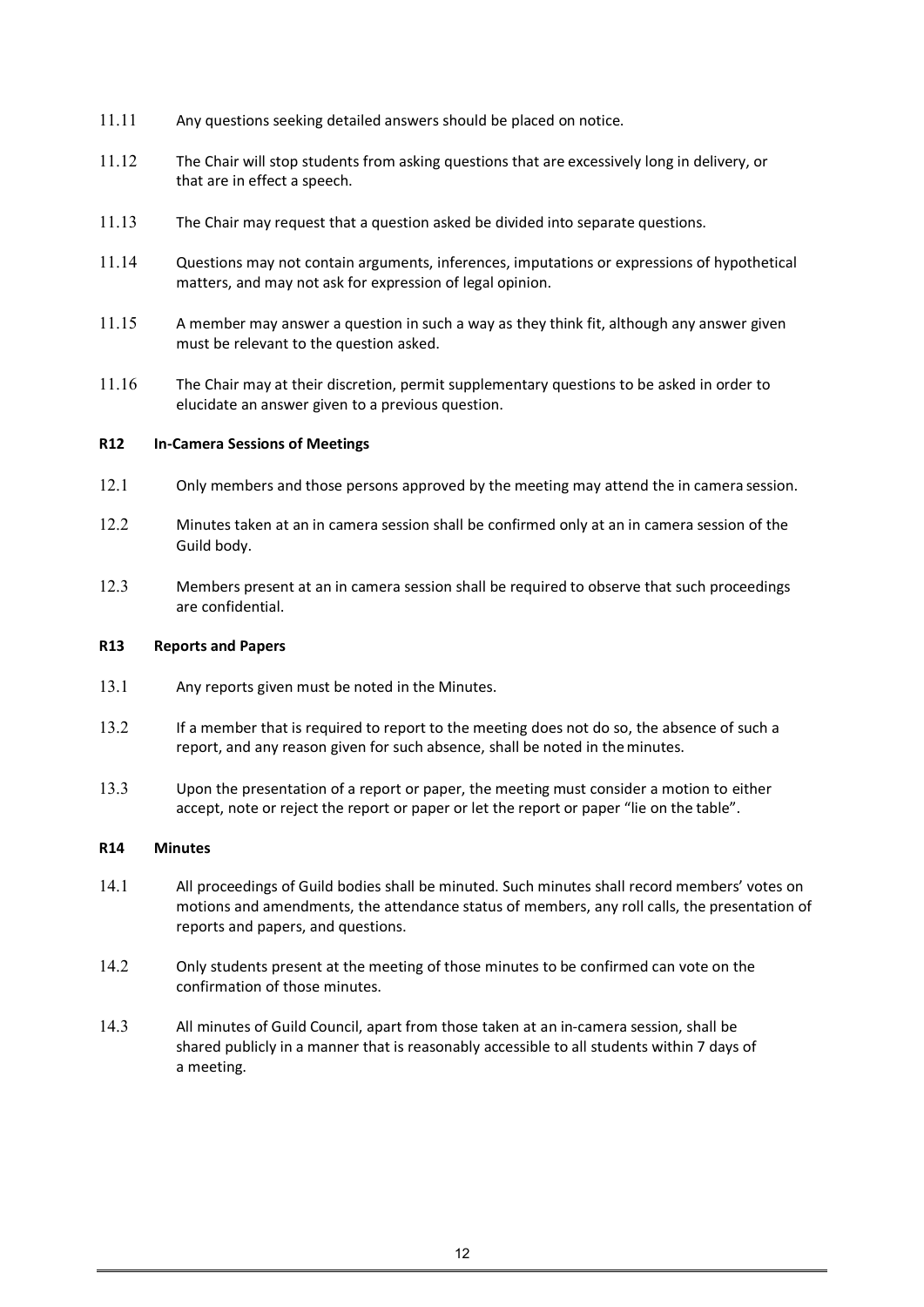11.11 Any questions seeking detailed answers should be placed on notice.

11.12 The Chair will stop students from asking questions that are excessively long in delivery, or that are in effect a speech.

11.13 The Chair may request that a question asked be divided into separate questions.

11.14 Questions may not contain arguments, inferences, imputations or expressions of hypothetical matters, and may not ask for expression of legal opinion.

11.15 A member may answer a question in such a way as they think fit, although any answer given must be relevant to the question asked.

11.16 The Chair may at their discretion, permit supplementary questions to be asked in order to elucidate an answer given to a previous question.

**R12 In-Camera Sessions of Meetings**

12.1 Only members and those persons approved by the meeting may attend the in camera session.

12.2 Minutes taken at an in camera session shall be confirmed only at an in camera session of the Guild body.

12.3 Members present at an in camera session shall be required to observe that such proceedings are confidential.

**R13 Reports and Papers**

13.1 Any reports given must be noted in the Minutes.

13.2 If a member that is required to report to the meeting does not do so, the absence of such a report, and any reason given for such absence, shall be noted in the minutes.

13.3 Upon the presentation of a report or paper, the meeting must consider a motion to either accept, note or reject the report or paper or let the report or paper "lie on the table".

**R14 Minutes**

14.1 All proceedings of Guild bodies shall be minuted. Such minutes shall record members' votes on motions and amendments, the attendance status of members, any roll calls, the presentation of reports and papers, and questions.

14.2 Only students present at the meeting of those minutes to be confirmed can vote on the confirmation of those minutes.

14.3 All minutes of Guild Council, apart from those taken at an in-camera session, shall be shared publicly in a manner that is reasonably accessible to all students within 7 days of a meeting.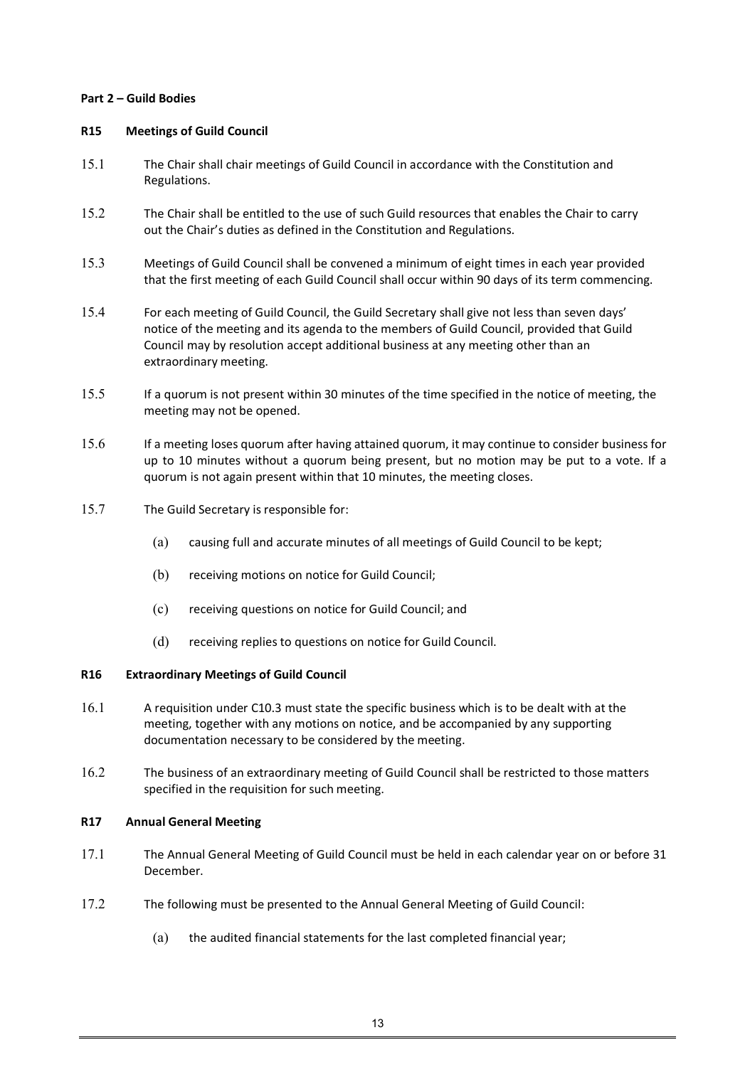**Part 2 – Guild Bodies**

**R15 Meetings of Guild Council**

15.1 The Chair shall chair meetings of Guild Council in accordance with the Constitution and Regulations.

15.2 The Chair shall be entitled to the use of such Guild resources that enables the Chair to carry out the Chair's duties as defined in the Constitution and Regulations.

15.3 Meetings of Guild Council shall be convened a minimum of eight times in each year provided that the first meeting of each Guild Council shall occur within 90 days of its term commencing.

15.4 For each meeting of Guild Council, the Guild Secretary shall give not less than seven days' notice of the meeting and its agenda to the members of Guild Council, provided that Guild Council may by resolution accept additional business at any meeting other than an extraordinary meeting.

15.5 If a quorum is not present within 30 minutes of the time specified in the notice of meeting, the meeting may not be opened.

15.6 If a meeting loses quorum after having attained quorum, it may continue to consider business for up to 10 minutes without a quorum being present, but no motion may be put to a vote. If a quorum is not again present within that 10 minutes, the meeting closes.

15.7 The Guild Secretary is responsible for:

(a) causing full and accurate minutes of all meetings of Guild Council to be kept;

(b) receiving motions on notice for Guild Council;

(c) receiving questions on notice for Guild Council; and

(d) receiving replies to questions on notice for Guild Council.

**R16 Extraordinary Meetings of Guild Council**

16.1 A requisition under C10.3 must state the specific business which is to be dealt with at the meeting, together with any motions on notice, and be accompanied by any supporting documentation necessary to be considered by the meeting.

16.2 The business of an extraordinary meeting of Guild Council shall be restricted to those matters specified in the requisition for such meeting.

**R17 Annual General Meeting**

17.1 The Annual General Meeting of Guild Council must be held in each calendar year on or before 31 December.

17.2 The following must be presented to the Annual General Meeting of Guild Council:

(a) the audited financial statements for the last completed financial year;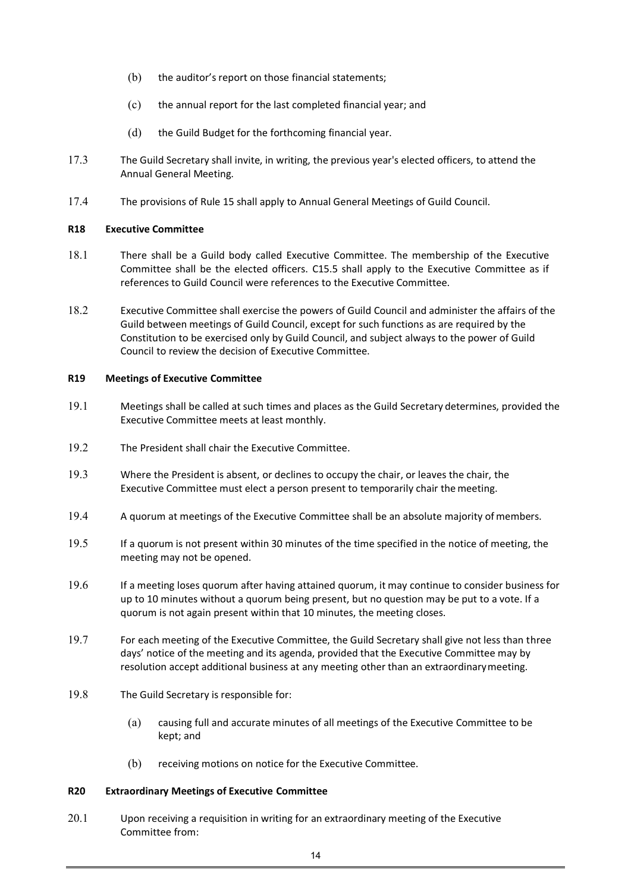(b) the auditor's report on those financial statements;

(c) the annual report for the last completed financial year; and

(d) the Guild Budget for the forthcoming financial year.

17.3 The Guild Secretary shall invite, in writing, the previous year's elected officers, to attend the Annual General Meeting.

17.4 The provisions of Rule 15 shall apply to Annual General Meetings of Guild Council.

**R18 Executive Committee**

18.1 There shall be a Guild body called Executive Committee. The membership of the Executive Committee shall be the elected officers. C15.5 shall apply to the Executive Committee as if references to Guild Council were references to the Executive Committee.

18.2 Executive Committee shall exercise the powers of Guild Council and administer the affairs of the Guild between meetings of Guild Council, except for such functions as are required by the Constitution to be exercised only by Guild Council, and subject always to the power of Guild Council to review the decision of Executive Committee.

**R19 Meetings of Executive Committee**

19.1 Meetings shall be called at such times and places as the Guild Secretary determines, provided the Executive Committee meets at least monthly.

19.2 The President shall chair the Executive Committee.

19.3 Where the President is absent, or declines to occupy the chair, or leaves the chair, the Executive Committee must elect a person present to temporarily chair the meeting.

19.4 A quorum at meetings of the Executive Committee shall be an absolute majority of members.

19.5 If a quorum is not present within 30 minutes of the time specified in the notice of meeting, the meeting may not be opened.

19.6 If a meeting loses quorum after having attained quorum, it may continue to consider business for up to 10 minutes without a quorum being present, but no question may be put to a vote. If a quorum is not again present within that 10 minutes, the meeting closes.

19.7 For each meeting of the Executive Committee, the Guild Secretary shall give not less than three days' notice of the meeting and its agenda, provided that the Executive Committee may by resolution accept additional business at any meeting other than an extraordinary meeting.

19.8 The Guild Secretary is responsible for:

(a) causing full and accurate minutes of all meetings of the Executive Committee to be kept; and

(b) receiving motions on notice for the Executive Committee.

**R20 Extraordinary Meetings of Executive Committee**

20.1 Upon receiving a requisition in writing for an extraordinary meeting of the Executive Committee from: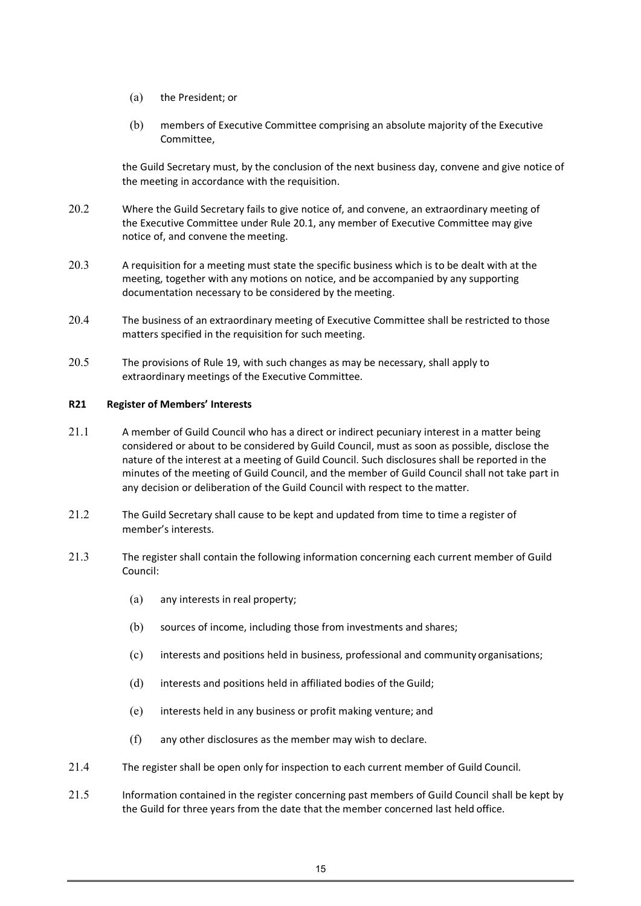(a) the President; or

(b) members of Executive Committee comprising an absolute majority of the Executive Committee,

the Guild Secretary must, by the conclusion of the next business day, convene and give notice of the meeting in accordance with the requisition.

20.2 Where the Guild Secretary fails to give notice of, and convene, an extraordinary meeting of the Executive Committee under Rule 20.1, any member of Executive Committee may give notice of, and convene the meeting.

20.3 A requisition for a meeting must state the specific business which is to be dealt with at the meeting, together with any motions on notice, and be accompanied by any supporting documentation necessary to be considered by the meeting.

20.4 The business of an extraordinary meeting of Executive Committee shall be restricted to those matters specified in the requisition for such meeting.

20.5 The provisions of Rule 19, with such changes as may be necessary, shall apply to extraordinary meetings of the Executive Committee.

**R21 Register of Members' Interests**

21.1 A member of Guild Council who has a direct or indirect pecuniary interest in a matter being considered or about to be considered by Guild Council, must as soon as possible, disclose the nature of the interest at a meeting of Guild Council. Such disclosures shall be reported in the minutes of the meeting of Guild Council, and the member of Guild Council shall not take part in any decision or deliberation of the Guild Council with respect to the matter.

21.2 The Guild Secretary shall cause to be kept and updated from time to time a register of member's interests.

21.3 The register shall contain the following information concerning each current member of Guild Council:

(a) any interests in real property;

(b) sources of income, including those from investments and shares;

(c) interests and positions held in business, professional and community organisations;

(d) interests and positions held in affiliated bodies of the Guild;

(e) interests held in any business or profit making venture; and

(f) any other disclosures as the member may wish to declare.

21.4 The register shall be open only for inspection to each current member of Guild Council.

21.5 Information contained in the register concerning past members of Guild Council shall be kept by the Guild for three years from the date that the member concerned last held office.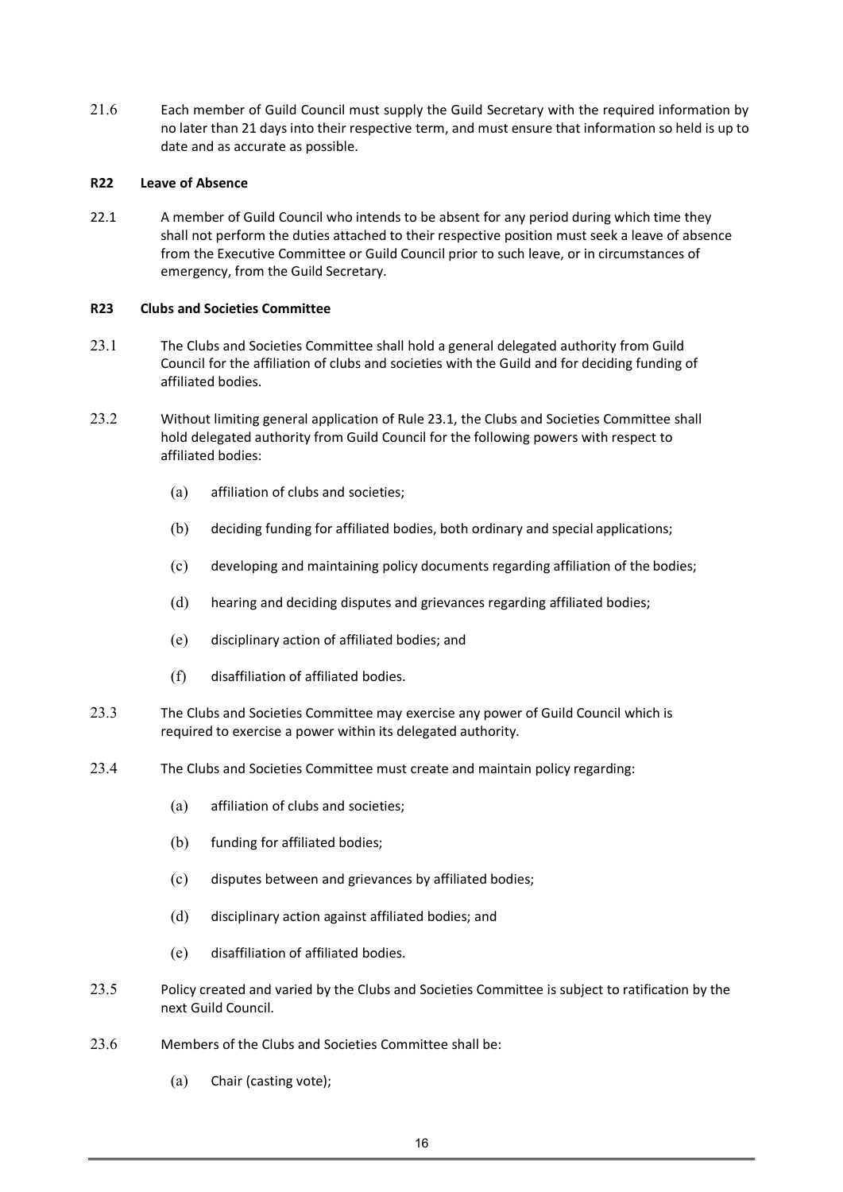21.6 Each member of Guild Council must supply the Guild Secretary with the required information by no later than 21 days into their respective term, and must ensure that information so held is up to date and as accurate as possible.

**R22 Leave of Absence**

22.1 A member of Guild Council who intends to be absent for any period during which time they shall not perform the duties attached to their respective position must seek a leave of absence from the Executive Committee or Guild Council prior to such leave, or in circumstances of emergency, from the Guild Secretary.

**R23 Clubs and Societies Committee**

23.1 The Clubs and Societies Committee shall hold a general delegated authority from Guild Council for the affiliation of clubs and societies with the Guild and for deciding funding of affiliated bodies.

23.2 Without limiting general application of Rule 23.1, the Clubs and Societies Committee shall hold delegated authority from Guild Council for the following powers with respect to affiliated bodies:

(a) affiliation of clubs and societies;

(b) deciding funding for affiliated bodies, both ordinary and special applications;

(c) developing and maintaining policy documents regarding affiliation of the bodies;

(d) hearing and deciding disputes and grievances regarding affiliated bodies;

(e) disciplinary action of affiliated bodies; and

(f) disaffiliation of affiliated bodies.

23.3 The Clubs and Societies Committee may exercise any power of Guild Council which is required to exercise a power within its delegated authority.

23.4 The Clubs and Societies Committee must create and maintain policy regarding:

(a) affiliation of clubs and societies;

(b) funding for affiliated bodies;

(c) disputes between and grievances by affiliated bodies;

(d) disciplinary action against affiliated bodies; and

(e) disaffiliation of affiliated bodies.

23.5 Policy created and varied by the Clubs and Societies Committee is subject to ratification by the next Guild Council.

23.6 Members of the Clubs and Societies Committee shall be:

(a) Chair (casting vote);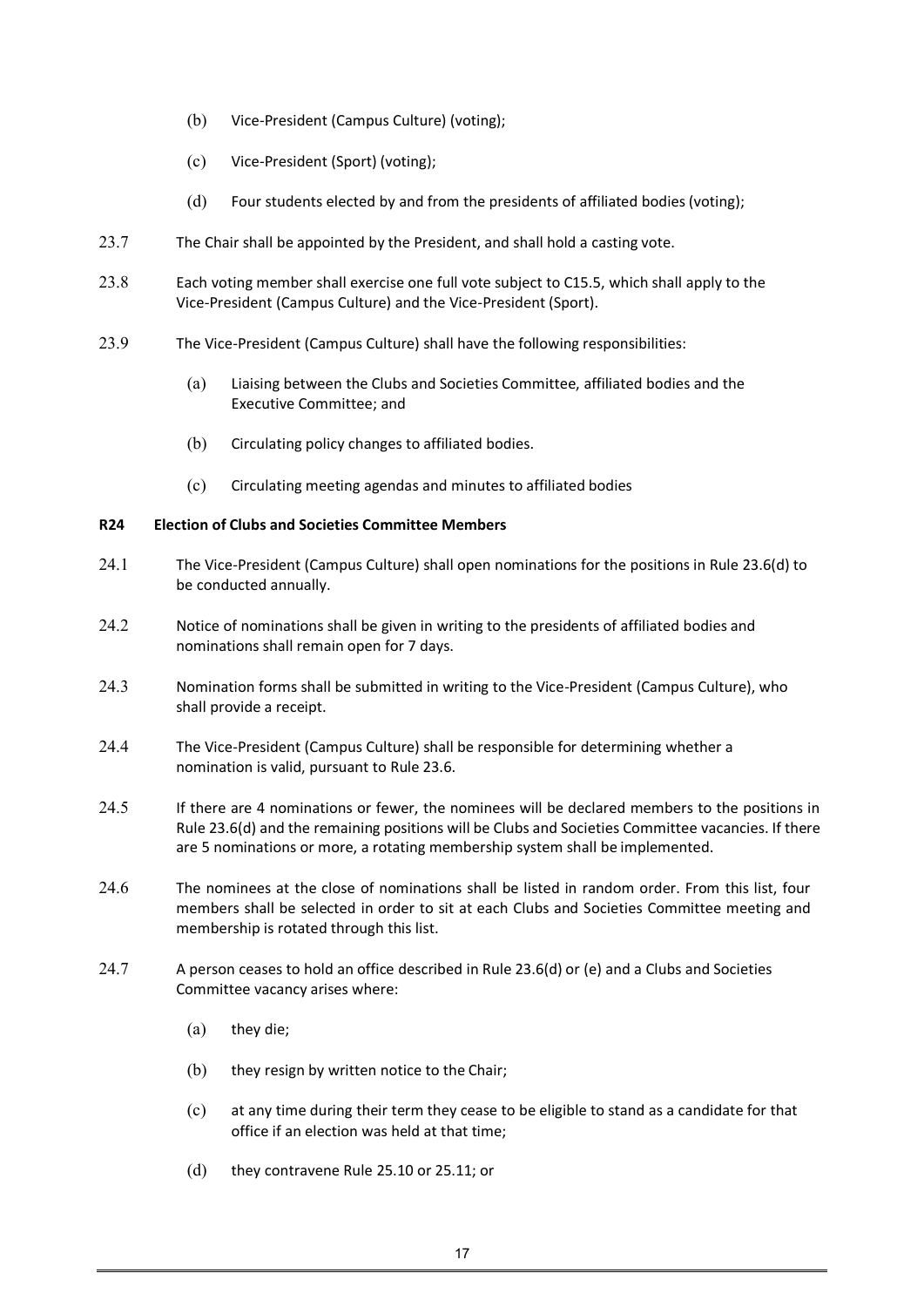(b) Vice-President (Campus Culture) (voting);

(c) Vice-President (Sport) (voting);

(d) Four students elected by and from the presidents of affiliated bodies (voting);

23.7 The Chair shall be appointed by the President, and shall hold a casting vote.

23.8 Each voting member shall exercise one full vote subject to C15.5, which shall apply to the Vice-President (Campus Culture) and the Vice-President (Sport).

23.9 The Vice-President (Campus Culture) shall have the following responsibilities:

(a) Liaising between the Clubs and Societies Committee, affiliated bodies and the Executive Committee; and

(b) Circulating policy changes to affiliated bodies.

(c) Circulating meeting agendas and minutes to affiliated bodies

**R24 Election of Clubs and Societies Committee Members**

24.1 The Vice-President (Campus Culture) shall open nominations for the positions in Rule 23.6(d) to be conducted annually.

24.2 Notice of nominations shall be given in writing to the presidents of affiliated bodies and nominations shall remain open for 7 days.

24.3 Nomination forms shall be submitted in writing to the Vice-President (Campus Culture), who shall provide a receipt.

24.4 The Vice-President (Campus Culture) shall be responsible for determining whether a nomination is valid, pursuant to Rule 23.6.

24.5 If there are 4 nominations or fewer, the nominees will be declared members to the positions in Rule 23.6(d) and the remaining positions will be Clubs and Societies Committee vacancies. If there are 5 nominations or more, a rotating membership system shall be implemented.

24.6 The nominees at the close of nominations shall be listed in random order. From this list, four members shall be selected in order to sit at each Clubs and Societies Committee meeting and membership is rotated through this list.

24.7 A person ceases to hold an office described in Rule 23.6(d) or (e) and a Clubs and Societies Committee vacancy arises where:

(a) they die;

(b) they resign by written notice to the Chair;

(c) at any time during their term they cease to be eligible to stand as a candidate for that office if an election was held at that time;

(d) they contravene Rule 25.10 or 25.11; or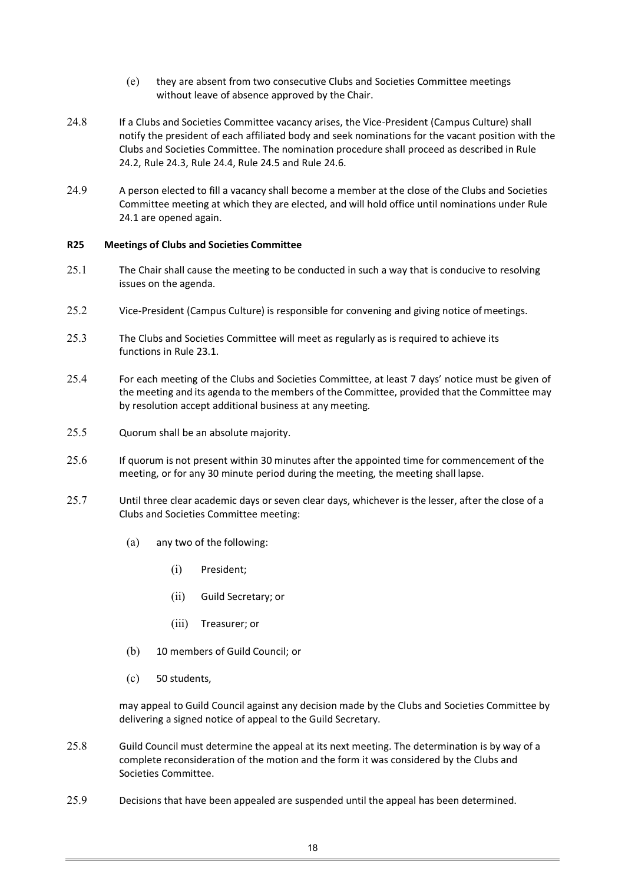(e) they are absent from two consecutive Clubs and Societies Committee meetings without leave of absence approved by the Chair.

24.8 If a Clubs and Societies Committee vacancy arises, the Vice-President (Campus Culture) shall notify the president of each affiliated body and seek nominations for the vacant position with the Clubs and Societies Committee. The nomination procedure shall proceed as described in Rule 24.2, Rule 24.3, Rule 24.4, Rule 24.5 and Rule 24.6.

24.9 A person elected to fill a vacancy shall become a member at the close of the Clubs and Societies Committee meeting at which they are elected, and will hold office until nominations under Rule 24.1 are opened again.

**R25 Meetings of Clubs and Societies Committee**

25.1 The Chair shall cause the meeting to be conducted in such a way that is conducive to resolving issues on the agenda.

25.2 Vice-President (Campus Culture) is responsible for convening and giving notice of meetings.

25.3 The Clubs and Societies Committee will meet as regularly as is required to achieve its functions in Rule 23.1.

25.4 For each meeting of the Clubs and Societies Committee, at least 7 days' notice must be given of the meeting and its agenda to the members of the Committee, provided that the Committee may by resolution accept additional business at any meeting.

25.5 Quorum shall be an absolute majority.

25.6 If quorum is not present within 30 minutes after the appointed time for commencement of the meeting, or for any 30 minute period during the meeting, the meeting shall lapse.

25.7 Until three clear academic days or seven clear days, whichever is the lesser, after the close of a Clubs and Societies Committee meeting:

(a) any two of the following:

(i) President;

(ii) Guild Secretary; or

(iii) Treasurer; or

(b) 10 members of Guild Council; or

(c) 50 students,

may appeal to Guild Council against any decision made by the Clubs and Societies Committee by delivering a signed notice of appeal to the Guild Secretary.

25.8 Guild Council must determine the appeal at its next meeting. The determination is by way of a complete reconsideration of the motion and the form it was considered by the Clubs and Societies Committee.

25.9 Decisions that have been appealed are suspended until the appeal has been determined.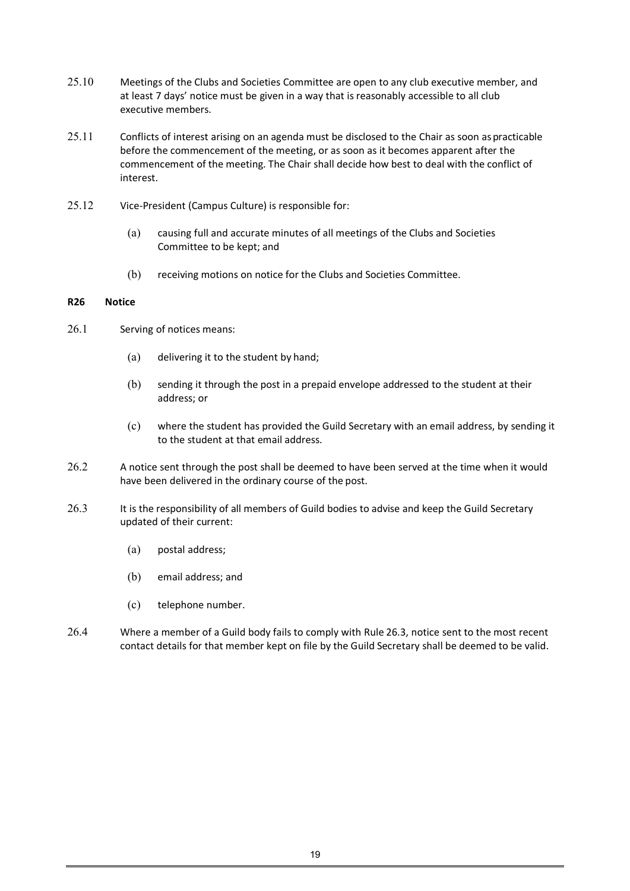25.10 Meetings of the Clubs and Societies Committee are open to any club executive member, and at least 7 days' notice must be given in a way that is reasonably accessible to all club executive members.

25.11 Conflicts of interest arising on an agenda must be disclosed to the Chair as soon as practicable before the commencement of the meeting, or as soon as it becomes apparent after the commencement of the meeting. The Chair shall decide how best to deal with the conflict of interest.

25.12 Vice-President (Campus Culture) is responsible for:

(a) causing full and accurate minutes of all meetings of the Clubs and Societies Committee to be kept; and

(b) receiving motions on notice for the Clubs and Societies Committee.

**R26 Notice**

26.1 Serving of notices means:

(a) delivering it to the student by hand;

(b) sending it through the post in a prepaid envelope addressed to the student at their address; or

(c) where the student has provided the Guild Secretary with an email address, by sending it to the student at that email address.

26.2 A notice sent through the post shall be deemed to have been served at the time when it would have been delivered in the ordinary course of the post.

26.3 It is the responsibility of all members of Guild bodies to advise and keep the Guild Secretary updated of their current:

(a) postal address;

(b) email address; and

(c) telephone number.

26.4 Where a member of a Guild body fails to comply with Rule 26.3, notice sent to the most recent contact details for that member kept on file by the Guild Secretary shall be deemed to be valid.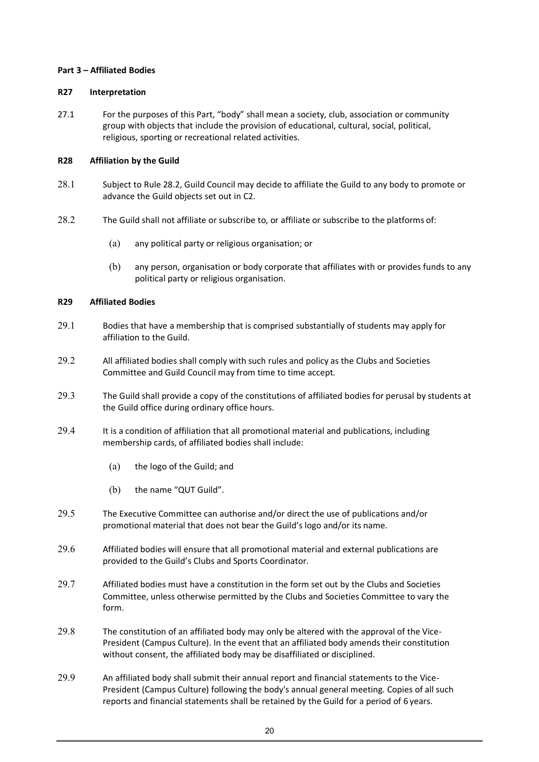**Part 3 – Affiliated Bodies**

**R27 Interpretation**

27.1 For the purposes of this Part, "body" shall mean a society, club, association or community group with objects that include the provision of educational, cultural, social, political, religious, sporting or recreational related activities.

**R28 Affiliation by the Guild**

28.1 Subject to Rule 28.2, Guild Council may decide to affiliate the Guild to any body to promote or advance the Guild objects set out in C2.

28.2 The Guild shall not affiliate or subscribe to, or affiliate or subscribe to the platforms of:

(a) any political party or religious organisation; or

(b) any person, organisation or body corporate that affiliates with or provides funds to any political party or religious organisation.

**R29 Affiliated Bodies**

29.1 Bodies that have a membership that is comprised substantially of students may apply for affiliation to the Guild.

29.2 All affiliated bodies shall comply with such rules and policy as the Clubs and Societies Committee and Guild Council may from time to time accept.

29.3 The Guild shall provide a copy of the constitutions of affiliated bodies for perusal by students at the Guild office during ordinary office hours.

29.4 It is a condition of affiliation that all promotional material and publications, including membership cards, of affiliated bodies shall include:

(a) the logo of the Guild; and

(b) the name "QUT Guild".

29.5 The Executive Committee can authorise and/or direct the use of publications and/or promotional material that does not bear the Guild's logo and/or its name.

29.6 Affiliated bodies will ensure that all promotional material and external publications are provided to the Guild's Clubs and Sports Coordinator.

29.7 Affiliated bodies must have a constitution in the form set out by the Clubs and Societies Committee, unless otherwise permitted by the Clubs and Societies Committee to vary the form.

29.8 The constitution of an affiliated body may only be altered with the approval of the Vice-President (Campus Culture). In the event that an affiliated body amends their constitution without consent, the affiliated body may be disaffiliated or disciplined.

29.9 An affiliated body shall submit their annual report and financial statements to the Vice-President (Campus Culture) following the body's annual general meeting. Copies of all such reports and financial statements shall be retained by the Guild for a period of 6 years.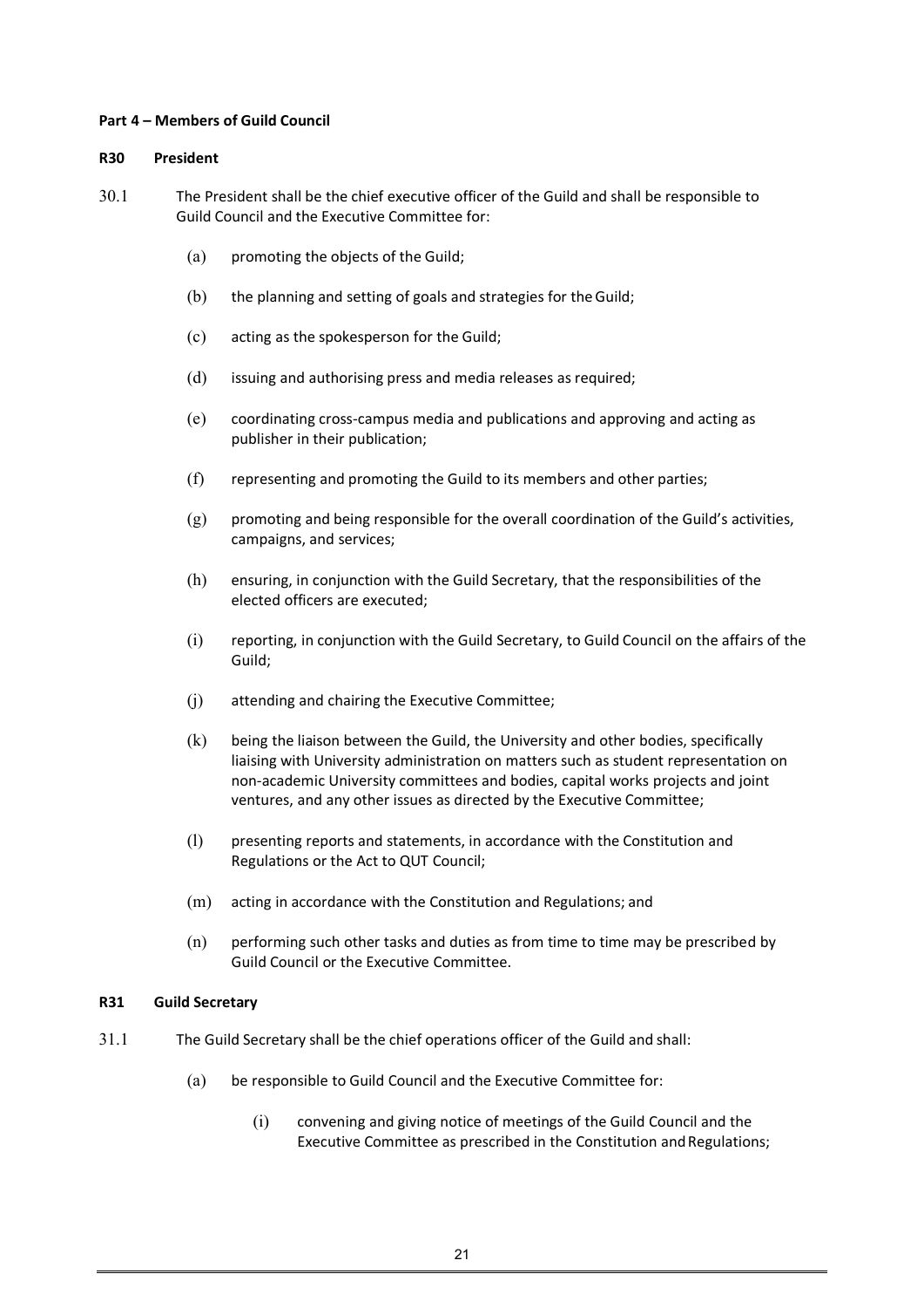**Part 4 – Members of Guild Council**

**R30 President**

30.1 The President shall be the chief executive officer of the Guild and shall be responsible to Guild Council and the Executive Committee for:

(a) promoting the objects of the Guild;

(b) the planning and setting of goals and strategies for the Guild;

(c) acting as the spokesperson for the Guild;

(d) issuing and authorising press and media releases as required;

(e) coordinating cross-campus media and publications and approving and acting as publisher in their publication;

(f) representing and promoting the Guild to its members and other parties;

(g) promoting and being responsible for the overall coordination of the Guild's activities, campaigns, and services;

(h) ensuring, in conjunction with the Guild Secretary, that the responsibilities of the elected officers are executed;

(i) reporting, in conjunction with the Guild Secretary, to Guild Council on the affairs of the Guild;

(j) attending and chairing the Executive Committee;

(k) being the liaison between the Guild, the University and other bodies, specifically liaising with University administration on matters such as student representation on non-academic University committees and bodies, capital works projects and joint ventures, and any other issues as directed by the Executive Committee;

(l) presenting reports and statements, in accordance with the Constitution and Regulations or the Act to QUT Council;

(m) acting in accordance with the Constitution and Regulations; and

(n) performing such other tasks and duties as from time to time may be prescribed by Guild Council or the Executive Committee.

**R31 Guild Secretary**

31.1 The Guild Secretary shall be the chief operations officer of the Guild and shall:

(a) be responsible to Guild Council and the Executive Committee for:

(i) convening and giving notice of meetings of the Guild Council and the Executive Committee as prescribed in the Constitution and Regulations;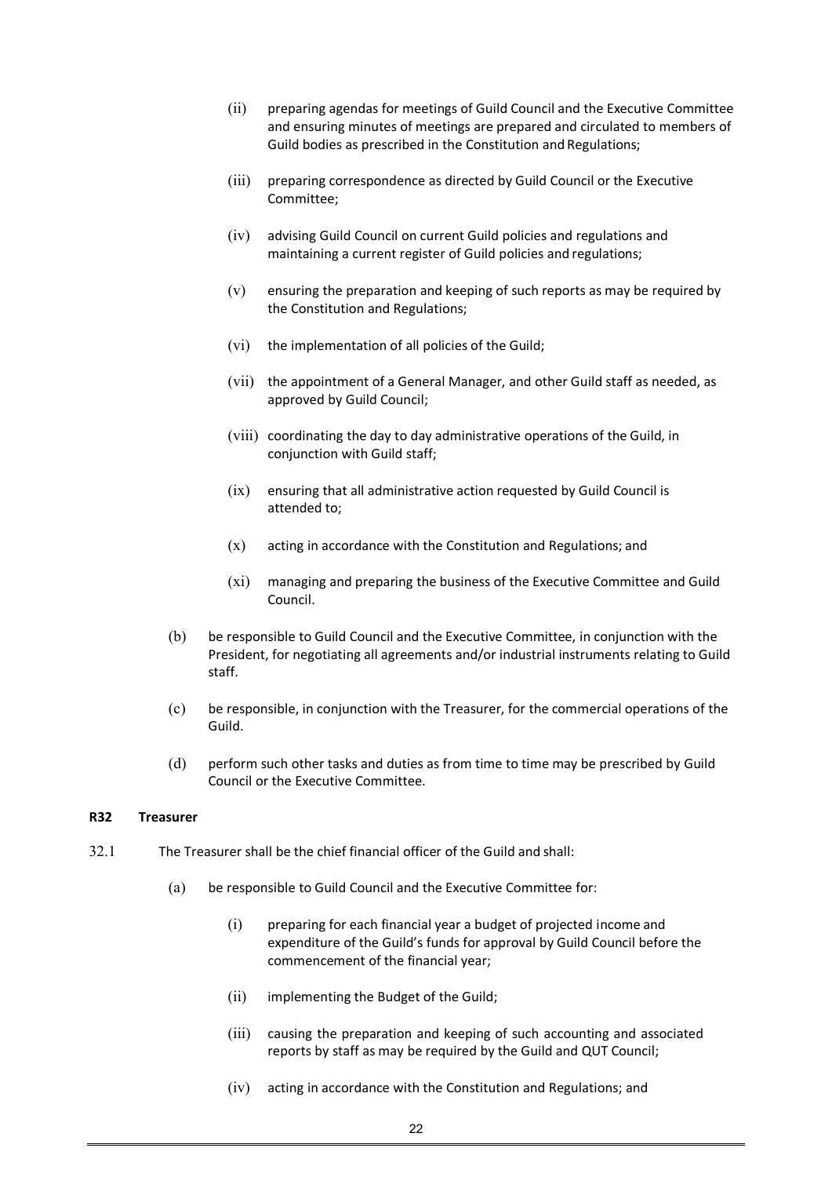(ii) preparing agendas for meetings of Guild Council and the Executive Committee and ensuring minutes of meetings are prepared and circulated to members of Guild bodies as prescribed in the Constitution and Regulations;

(iii) preparing correspondence as directed by Guild Council or the Executive Committee;

(iv) advising Guild Council on current Guild policies and regulations and maintaining a current register of Guild policies and regulations;

(v) ensuring the preparation and keeping of such reports as may be required by the Constitution and Regulations;

(vi) the implementation of all policies of the Guild;

(vii) the appointment of a General Manager, and other Guild staff as needed, as approved by Guild Council;

(viii) coordinating the day to day administrative operations of the Guild, in conjunction with Guild staff;

(ix) ensuring that all administrative action requested by Guild Council is attended to;

(x) acting in accordance with the Constitution and Regulations; and

(xi) managing and preparing the business of the Executive Committee and Guild Council.

(b) be responsible to Guild Council and the Executive Committee, in conjunction with the President, for negotiating all agreements and/or industrial instruments relating to Guild staff.

(c) be responsible, in conjunction with the Treasurer, for the commercial operations of the Guild.

(d) perform such other tasks and duties as from time to time may be prescribed by Guild Council or the Executive Committee.

**R32 Treasurer**

32.1 The Treasurer shall be the chief financial officer of the Guild and shall:

(a) be responsible to Guild Council and the Executive Committee for:

(i) preparing for each financial year a budget of projected income and expenditure of the Guild's funds for approval by Guild Council before the commencement of the financial year;

(ii) implementing the Budget of the Guild;

(iii) causing the preparation and keeping of such accounting and associated reports by staff as may be required by the Guild and QUT Council;

(iv) acting in accordance with the Constitution and Regulations; and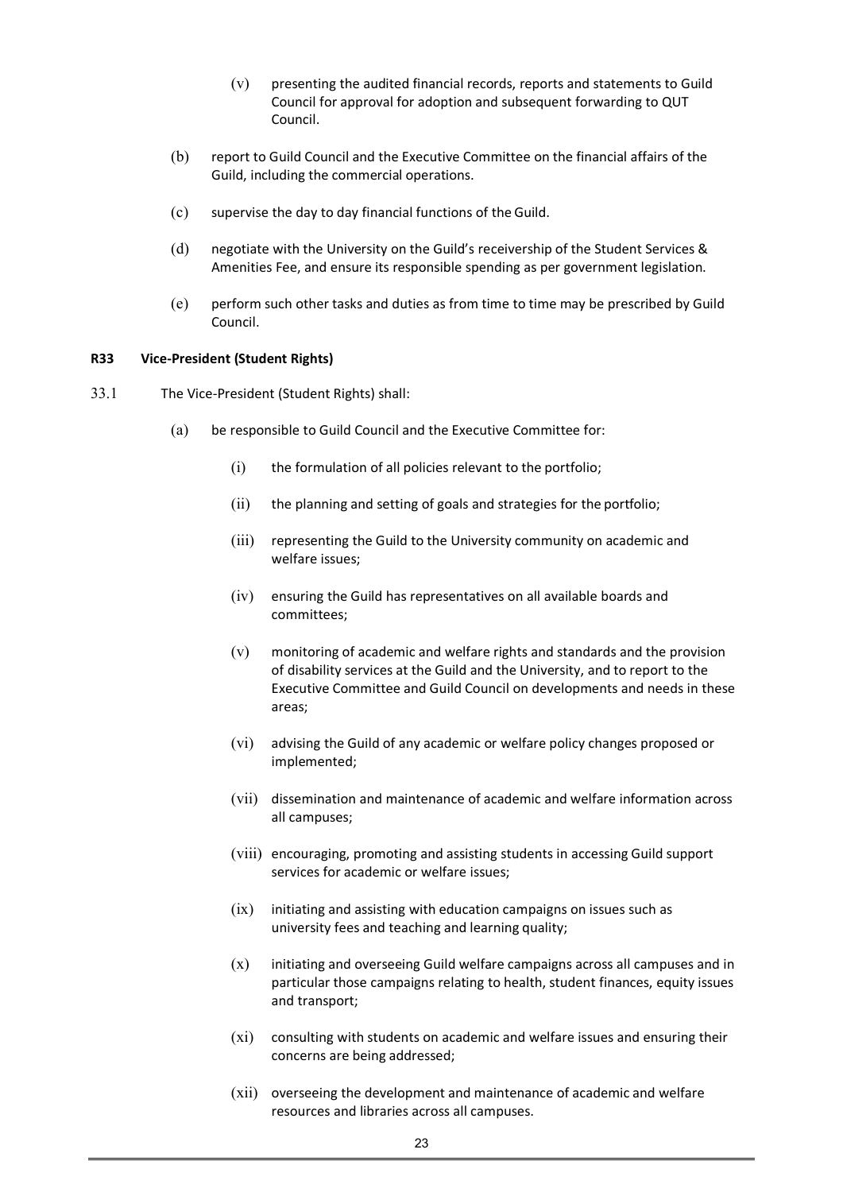(v) presenting the audited financial records, reports and statements to Guild Council for approval for adoption and subsequent forwarding to QUT Council.

(b) report to Guild Council and the Executive Committee on the financial affairs of the Guild, including the commercial operations.

(c) supervise the day to day financial functions of the Guild.

(d) negotiate with the University on the Guild's receivership of the Student Services & Amenities Fee, and ensure its responsible spending as per government legislation.

(e) perform such other tasks and duties as from time to time may be prescribed by Guild Council.

**R33 Vice-President (Student Rights)**

33.1 The Vice-President (Student Rights) shall:

(a) be responsible to Guild Council and the Executive Committee for:

(i) the formulation of all policies relevant to the portfolio;

(ii) the planning and setting of goals and strategies for the portfolio;

(iii) representing the Guild to the University community on academic and welfare issues;

(iv) ensuring the Guild has representatives on all available boards and committees;

(v) monitoring of academic and welfare rights and standards and the provision of disability services at the Guild and the University, and to report to the Executive Committee and Guild Council on developments and needs in these areas;

(vi) advising the Guild of any academic or welfare policy changes proposed or implemented;

(vii) dissemination and maintenance of academic and welfare information across all campuses;

(viii) encouraging, promoting and assisting students in accessing Guild support services for academic or welfare issues;

(ix) initiating and assisting with education campaigns on issues such as university fees and teaching and learning quality;

(x) initiating and overseeing Guild welfare campaigns across all campuses and in particular those campaigns relating to health, student finances, equity issues and transport;

(xi) consulting with students on academic and welfare issues and ensuring their concerns are being addressed;

(xii) overseeing the development and maintenance of academic and welfare resources and libraries across all campuses.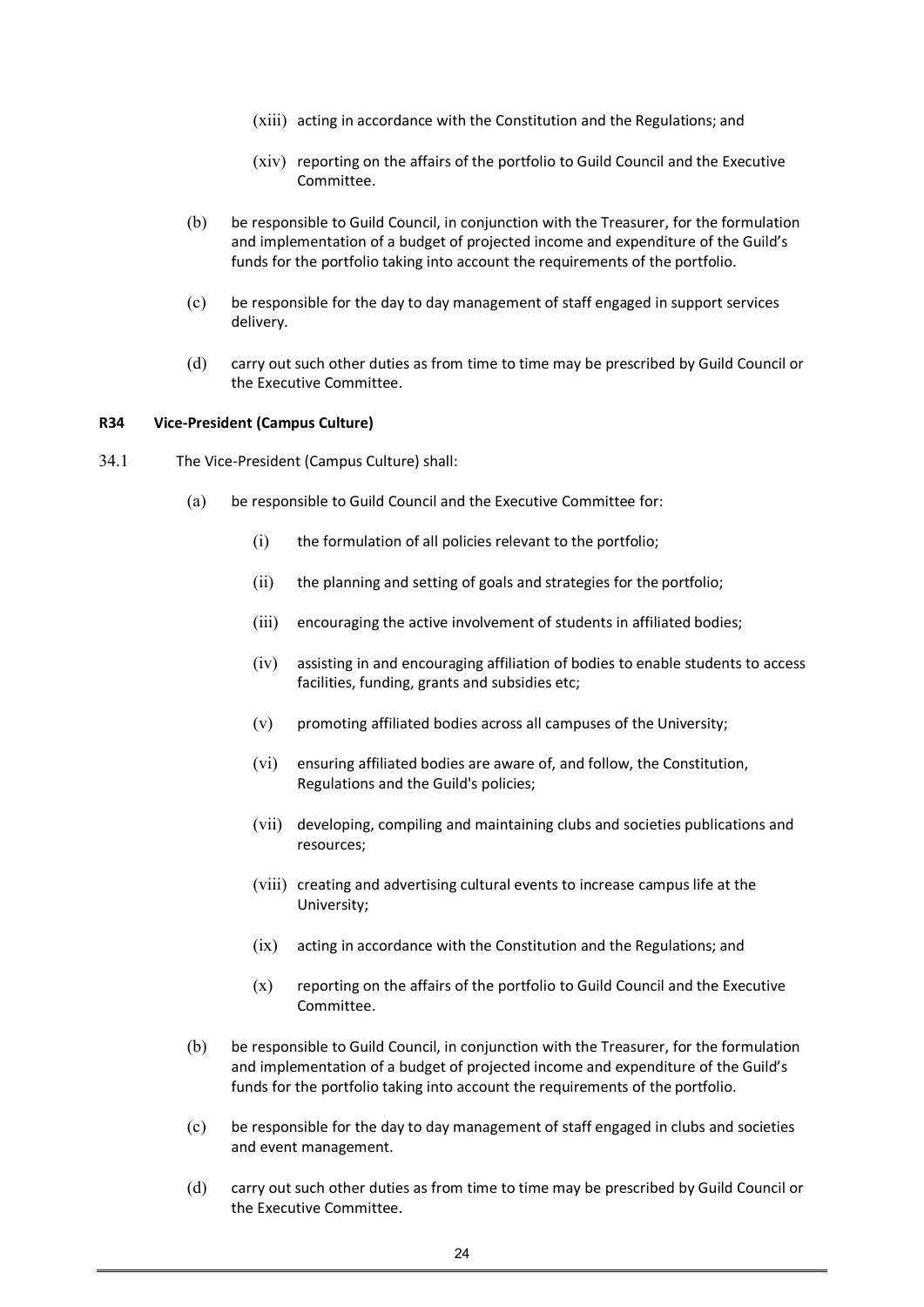(xiii) acting in accordance with the Constitution and the Regulations; and

(xiv) reporting on the affairs of the portfolio to Guild Council and the Executive Committee.

(b) be responsible to Guild Council, in conjunction with the Treasurer, for the formulation and implementation of a budget of projected income and expenditure of the Guild's funds for the portfolio taking into account the requirements of the portfolio.

(c) be responsible for the day to day management of staff engaged in support services delivery.

(d) carry out such other duties as from time to time may be prescribed by Guild Council or the Executive Committee.

**R34 Vice-President (Campus Culture)**

34.1 The Vice-President (Campus Culture) shall:

(a) be responsible to Guild Council and the Executive Committee for:

(i) the formulation of all policies relevant to the portfolio;

(ii) the planning and setting of goals and strategies for the portfolio;

(iii) encouraging the active involvement of students in affiliated bodies;

(iv) assisting in and encouraging affiliation of bodies to enable students to access facilities, funding, grants and subsidies etc;

(v) promoting affiliated bodies across all campuses of the University;

(vi) ensuring affiliated bodies are aware of, and follow, the Constitution, Regulations and the Guild's policies;

(vii) developing, compiling and maintaining clubs and societies publications and resources;

(viii) creating and advertising cultural events to increase campus life at the University;

(ix) acting in accordance with the Constitution and the Regulations; and

(x) reporting on the affairs of the portfolio to Guild Council and the Executive Committee.

(b) be responsible to Guild Council, in conjunction with the Treasurer, for the formulation and implementation of a budget of projected income and expenditure of the Guild's funds for the portfolio taking into account the requirements of the portfolio.

(c) be responsible for the day to day management of staff engaged in clubs and societies and event management.

(d) carry out such other duties as from time to time may be prescribed by Guild Council or the Executive Committee.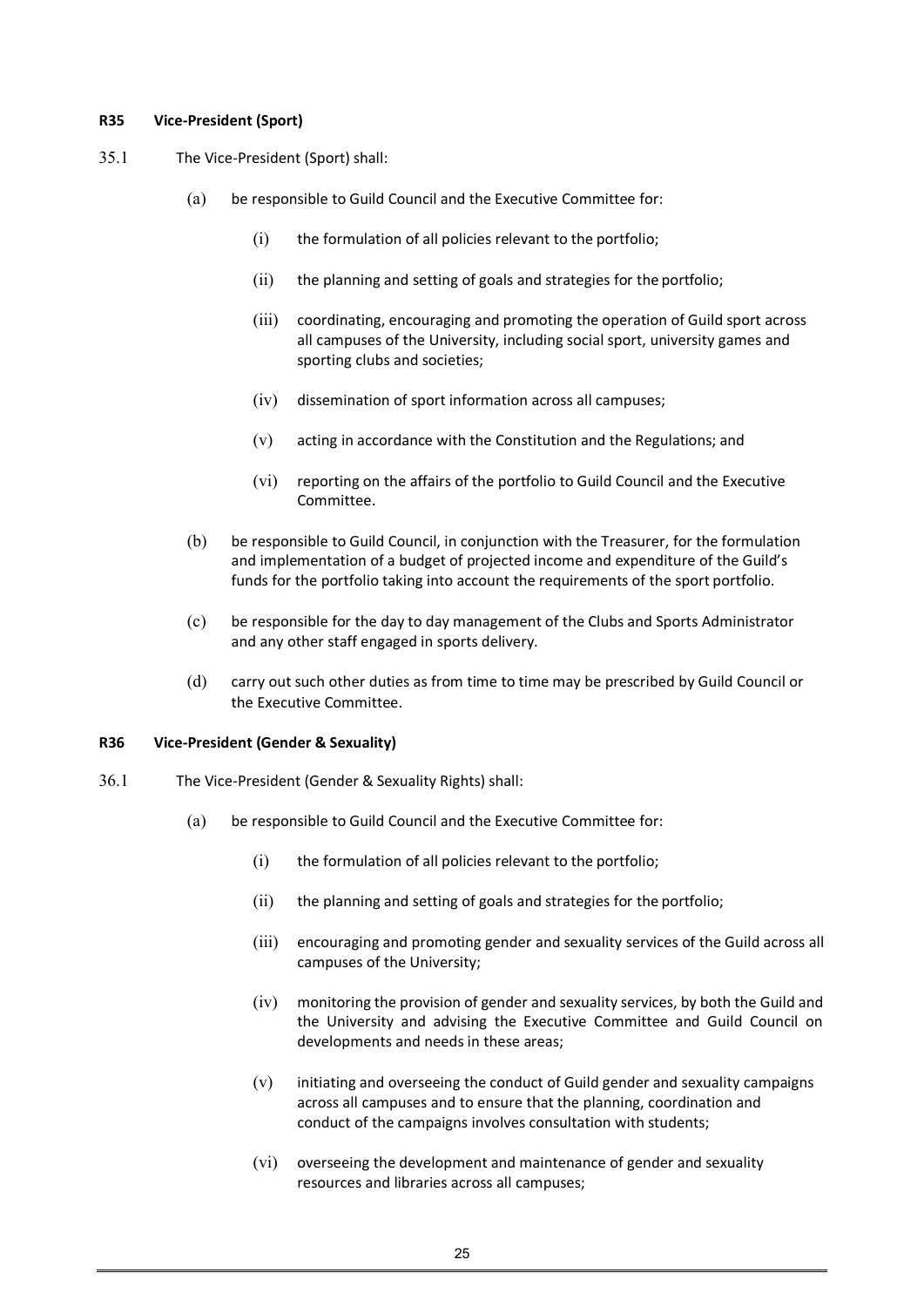**R35 Vice-President (Sport)**

35.1 The Vice-President (Sport) shall:

(a) be responsible to Guild Council and the Executive Committee for:

(i) the formulation of all policies relevant to the portfolio;

(ii) the planning and setting of goals and strategies for the portfolio;

(iii) coordinating, encouraging and promoting the operation of Guild sport across all campuses of the University, including social sport, university games and sporting clubs and societies;

(iv) dissemination of sport information across all campuses;

(v) acting in accordance with the Constitution and the Regulations; and

(vi) reporting on the affairs of the portfolio to Guild Council and the Executive Committee.

(b) be responsible to Guild Council, in conjunction with the Treasurer, for the formulation and implementation of a budget of projected income and expenditure of the Guild's funds for the portfolio taking into account the requirements of the sport portfolio.

(c) be responsible for the day to day management of the Clubs and Sports Administrator and any other staff engaged in sports delivery.

(d) carry out such other duties as from time to time may be prescribed by Guild Council or the Executive Committee.

**R36 Vice-President (Gender & Sexuality)**

36.1 The Vice-President (Gender & Sexuality Rights) shall:

(a) be responsible to Guild Council and the Executive Committee for:

(i) the formulation of all policies relevant to the portfolio;

(ii) the planning and setting of goals and strategies for the portfolio;

(iii) encouraging and promoting gender and sexuality services of the Guild across all campuses of the University;

(iv) monitoring the provision of gender and sexuality services, by both the Guild and the University and advising the Executive Committee and Guild Council on developments and needs in these areas;

(v) initiating and overseeing the conduct of Guild gender and sexuality campaigns across all campuses and to ensure that the planning, coordination and conduct of the campaigns involves consultation with students;

(vi) overseeing the development and maintenance of gender and sexuality resources and libraries across all campuses;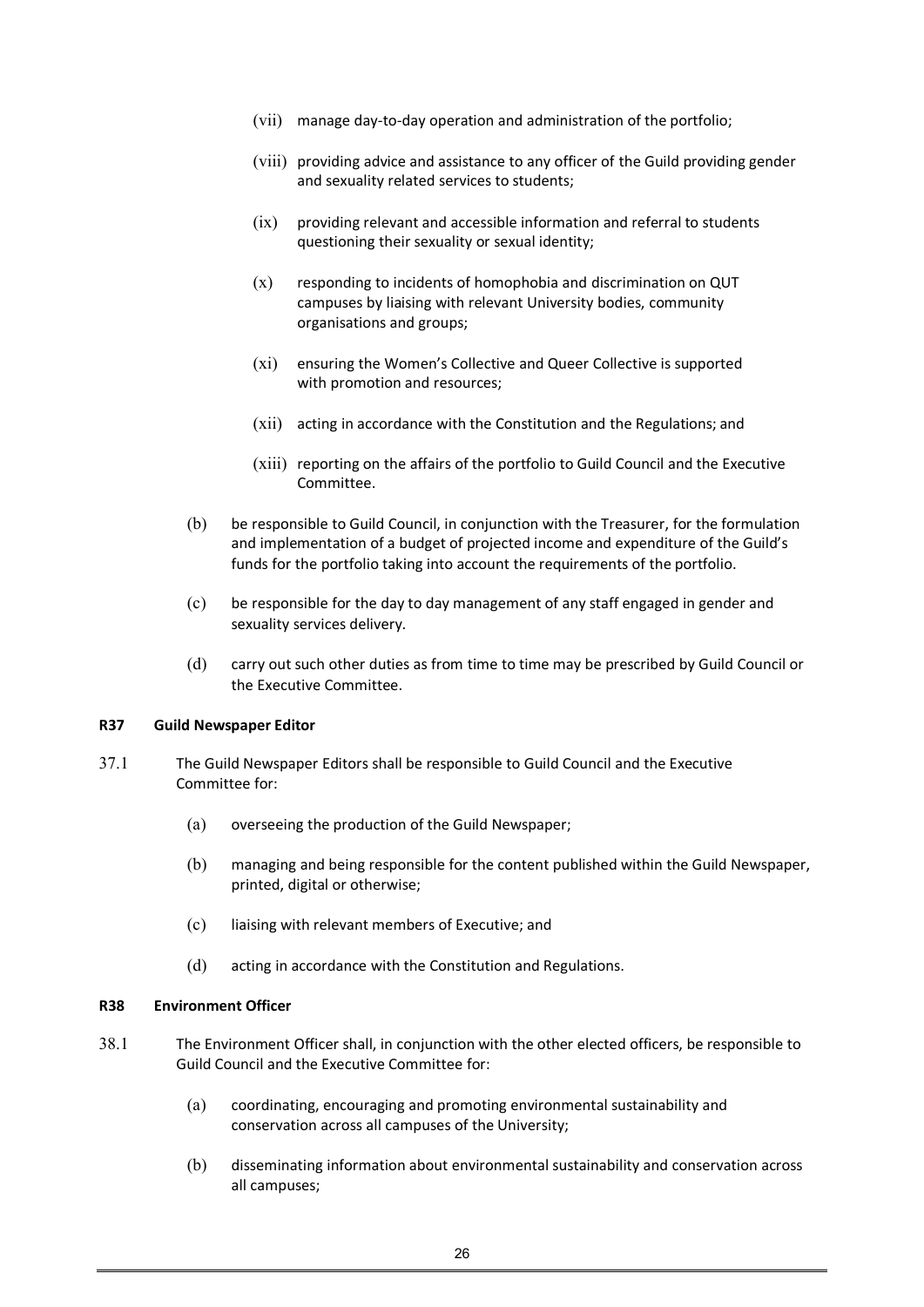(vii) manage day-to-day operation and administration of the portfolio;

(viii) providing advice and assistance to any officer of the Guild providing gender and sexuality related services to students;

(ix) providing relevant and accessible information and referral to students questioning their sexuality or sexual identity;

(x) responding to incidents of homophobia and discrimination on QUT campuses by liaising with relevant University bodies, community organisations and groups;

(xi) ensuring the Women's Collective and Queer Collective is supported with promotion and resources;

(xii) acting in accordance with the Constitution and the Regulations; and

(xiii) reporting on the affairs of the portfolio to Guild Council and the Executive Committee.

(b) be responsible to Guild Council, in conjunction with the Treasurer, for the formulation and implementation of a budget of projected income and expenditure of the Guild's funds for the portfolio taking into account the requirements of the portfolio.

(c) be responsible for the day to day management of any staff engaged in gender and sexuality services delivery.

(d) carry out such other duties as from time to time may be prescribed by Guild Council or the Executive Committee.

**R37 Guild Newspaper Editor**

37.1 The Guild Newspaper Editors shall be responsible to Guild Council and the Executive Committee for:

(a) overseeing the production of the Guild Newspaper;

(b) managing and being responsible for the content published within the Guild Newspaper, printed, digital or otherwise;

(c) liaising with relevant members of Executive; and

(d) acting in accordance with the Constitution and Regulations.

**R38 Environment Officer**

38.1 The Environment Officer shall, in conjunction with the other elected officers, be responsible to Guild Council and the Executive Committee for:

(a) coordinating, encouraging and promoting environmental sustainability and conservation across all campuses of the University;

(b) disseminating information about environmental sustainability and conservation across all campuses;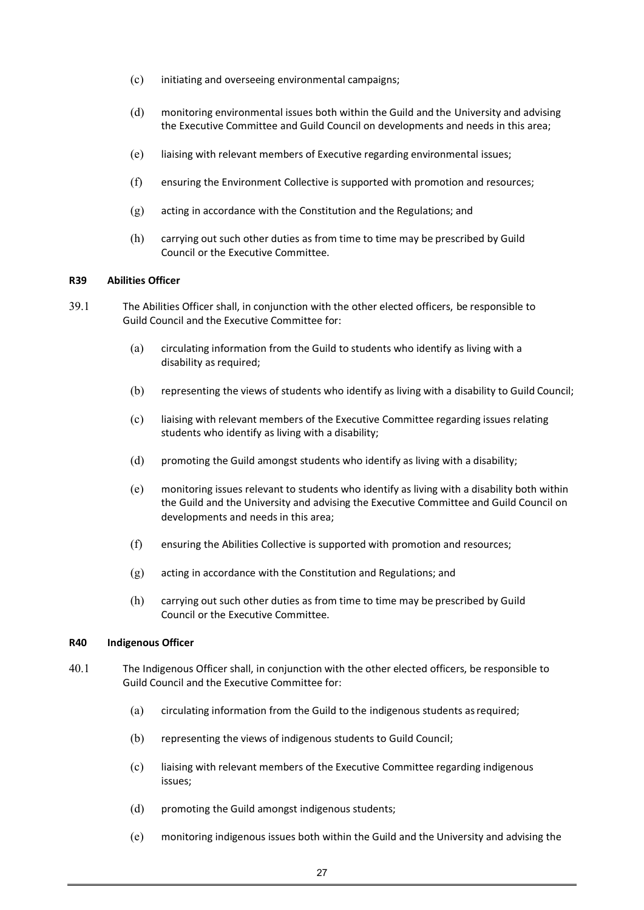(c) initiating and overseeing environmental campaigns;

(d) monitoring environmental issues both within the Guild and the University and advising the Executive Committee and Guild Council on developments and needs in this area;

(e) liaising with relevant members of Executive regarding environmental issues;

(f) ensuring the Environment Collective is supported with promotion and resources;

(g) acting in accordance with the Constitution and the Regulations; and

(h) carrying out such other duties as from time to time may be prescribed by Guild Council or the Executive Committee.

**R39 Abilities Officer**

39.1 The Abilities Officer shall, in conjunction with the other elected officers, be responsible to Guild Council and the Executive Committee for:

(a) circulating information from the Guild to students who identify as living with a disability as required;

(b) representing the views of students who identify as living with a disability to Guild Council;

(c) liaising with relevant members of the Executive Committee regarding issues relating students who identify as living with a disability;

(d) promoting the Guild amongst students who identify as living with a disability;

(e) monitoring issues relevant to students who identify as living with a disability both within the Guild and the University and advising the Executive Committee and Guild Council on developments and needs in this area;

(f) ensuring the Abilities Collective is supported with promotion and resources;

(g) acting in accordance with the Constitution and Regulations; and

(h) carrying out such other duties as from time to time may be prescribed by Guild Council or the Executive Committee.

**R40 Indigenous Officer**

40.1 The Indigenous Officer shall, in conjunction with the other elected officers, be responsible to Guild Council and the Executive Committee for:

(a) circulating information from the Guild to the indigenous students as required;

(b) representing the views of indigenous students to Guild Council;

(c) liaising with relevant members of the Executive Committee regarding indigenous issues;

(d) promoting the Guild amongst indigenous students;

(e) monitoring indigenous issues both within the Guild and the University and advising the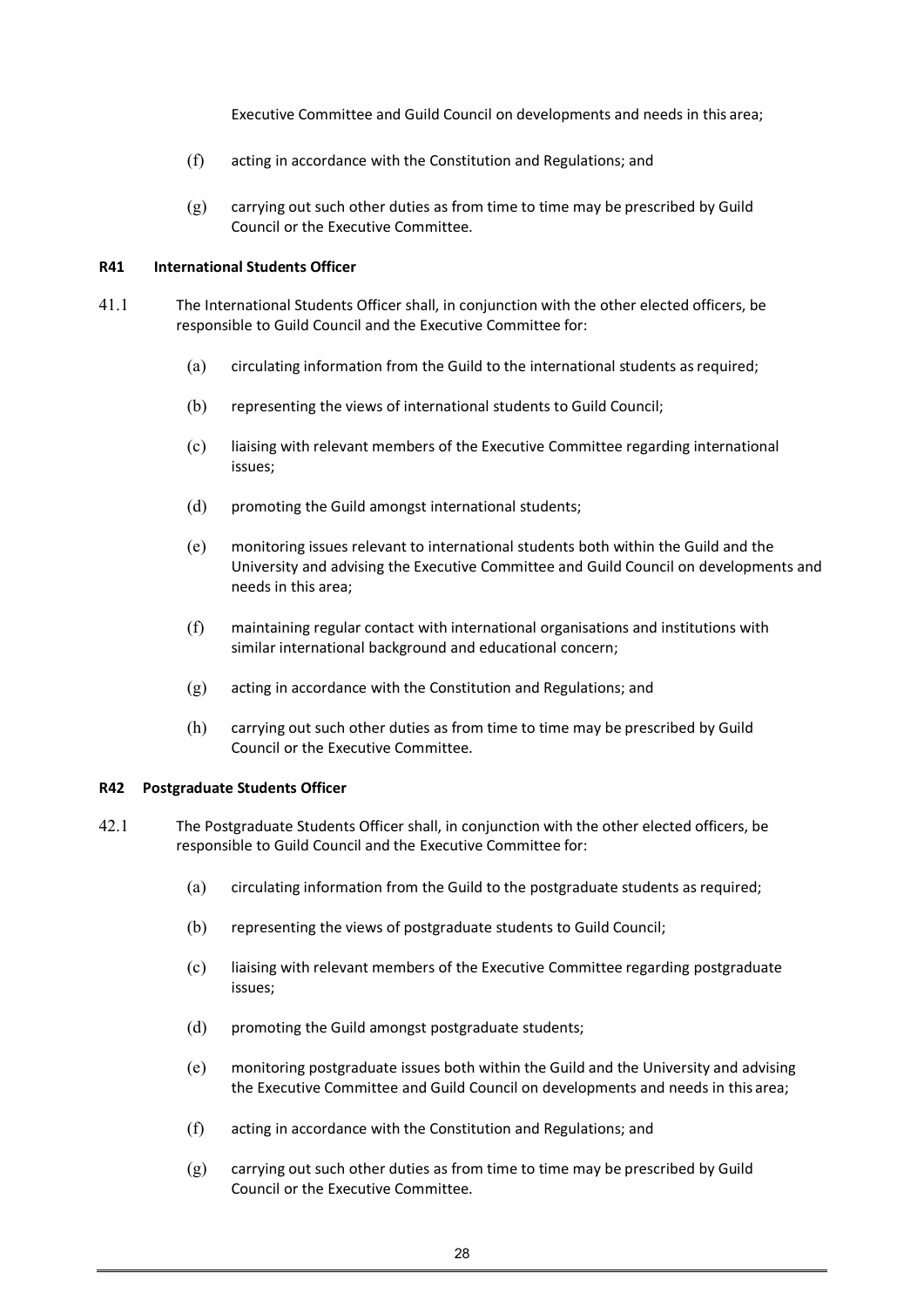Executive Committee and Guild Council on developments and needs in this area;

(f) acting in accordance with the Constitution and Regulations; and

(g) carrying out such other duties as from time to time may be prescribed by Guild Council or the Executive Committee.

**R41 International Students Officer**

41.1 The International Students Officer shall, in conjunction with the other elected officers, be responsible to Guild Council and the Executive Committee for:

(a) circulating information from the Guild to the international students as required;

(b) representing the views of international students to Guild Council;

(c) liaising with relevant members of the Executive Committee regarding international issues;

(d) promoting the Guild amongst international students;

(e) monitoring issues relevant to international students both within the Guild and the University and advising the Executive Committee and Guild Council on developments and needs in this area;

(f) maintaining regular contact with international organisations and institutions with similar international background and educational concern;

(g) acting in accordance with the Constitution and Regulations; and

(h) carrying out such other duties as from time to time may be prescribed by Guild Council or the Executive Committee.

**R42 Postgraduate Students Officer**

42.1 The Postgraduate Students Officer shall, in conjunction with the other elected officers, be responsible to Guild Council and the Executive Committee for:

(a) circulating information from the Guild to the postgraduate students as required;

(b) representing the views of postgraduate students to Guild Council;

(c) liaising with relevant members of the Executive Committee regarding postgraduate issues;

(d) promoting the Guild amongst postgraduate students;

(e) monitoring postgraduate issues both within the Guild and the University and advising the Executive Committee and Guild Council on developments and needs in this area;

(f) acting in accordance with the Constitution and Regulations; and

(g) carrying out such other duties as from time to time may be prescribed by Guild Council or the Executive Committee.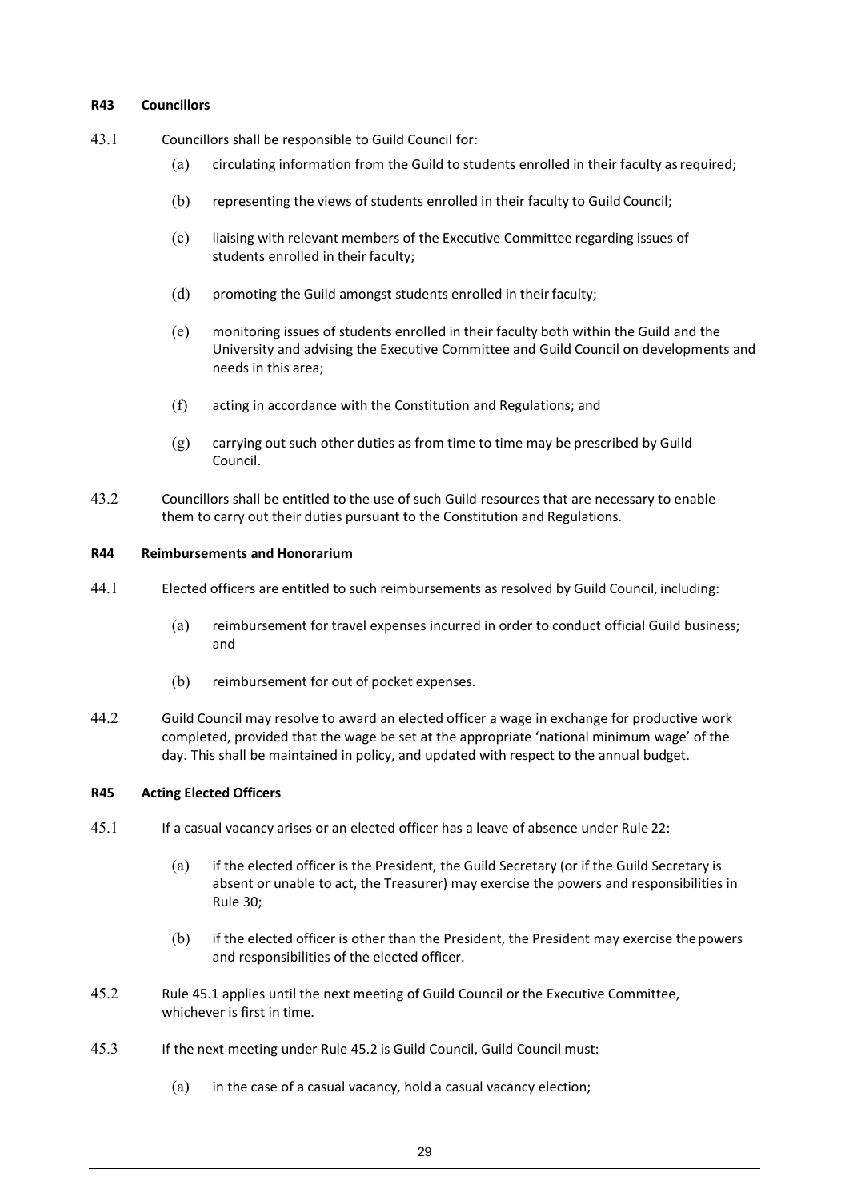**R43 Councillors**

43.1 Councillors shall be responsible to Guild Council for:

(a) circulating information from the Guild to students enrolled in their faculty as required;

(b) representing the views of students enrolled in their faculty to Guild Council;

(c) liaising with relevant members of the Executive Committee regarding issues of students enrolled in their faculty;

(d) promoting the Guild amongst students enrolled in their faculty;

(e) monitoring issues of students enrolled in their faculty both within the Guild and the University and advising the Executive Committee and Guild Council on developments and needs in this area;

(f) acting in accordance with the Constitution and Regulations; and

(g) carrying out such other duties as from time to time may be prescribed by Guild Council.

43.2 Councillors shall be entitled to the use of such Guild resources that are necessary to enable them to carry out their duties pursuant to the Constitution and Regulations.

**R44 Reimbursements and Honorarium**

44.1 Elected officers are entitled to such reimbursements as resolved by Guild Council, including:

(a) reimbursement for travel expenses incurred in order to conduct official Guild business; and

(b) reimbursement for out of pocket expenses.

44.2 Guild Council may resolve to award an elected officer a wage in exchange for productive work completed, provided that the wage be set at the appropriate 'national minimum wage' of the day. This shall be maintained in policy, and updated with respect to the annual budget.

**R45 Acting Elected Officers**

45.1 If a casual vacancy arises or an elected officer has a leave of absence under Rule 22:

(a) if the elected officer is the President, the Guild Secretary (or if the Guild Secretary is absent or unable to act, the Treasurer) may exercise the powers and responsibilities in Rule 30;

(b) if the elected officer is other than the President, the President may exercise the powers and responsibilities of the elected officer.

45.2 Rule 45.1 applies until the next meeting of Guild Council or the Executive Committee, whichever is first in time.

45.3 If the next meeting under Rule 45.2 is Guild Council, Guild Council must:

(a) in the case of a casual vacancy, hold a casual vacancy election;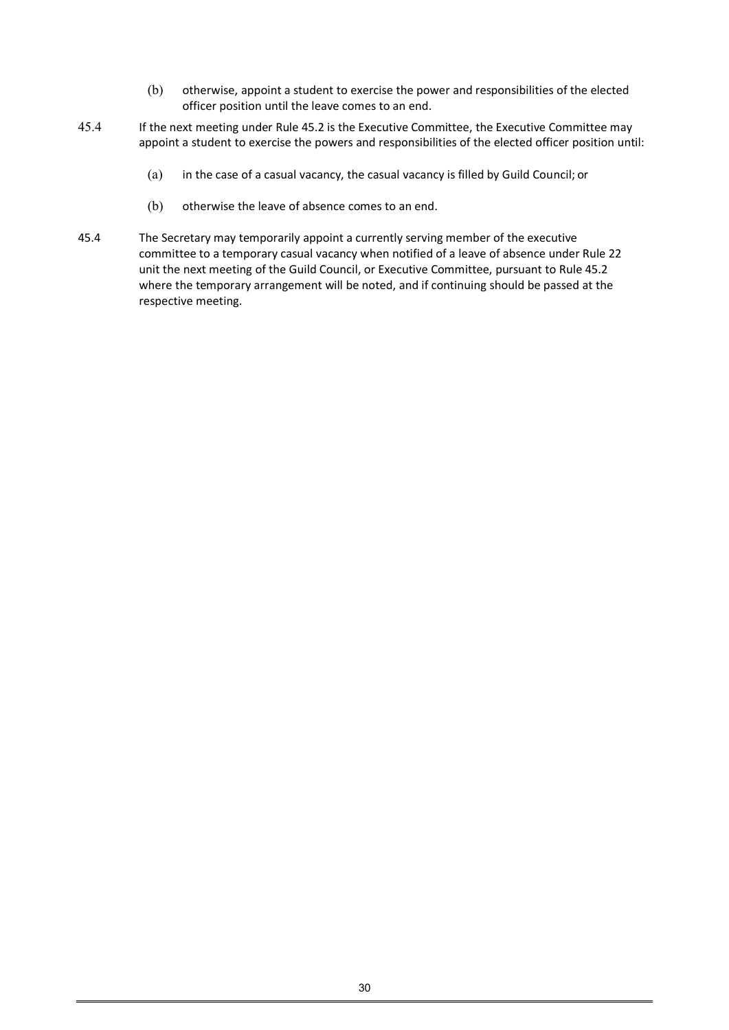(b) otherwise, appoint a student to exercise the power and responsibilities of the elected officer position until the leave comes to an end.

45.4 If the next meeting under Rule 45.2 is the Executive Committee, the Executive Committee may appoint a student to exercise the powers and responsibilities of the elected officer position until:

(a) in the case of a casual vacancy, the casual vacancy is filled by Guild Council; or

(b) otherwise the leave of absence comes to an end.

45.4 The Secretary may temporarily appoint a currently serving member of the executive committee to a temporary casual vacancy when notified of a leave of absence under Rule 22 unit the next meeting of the Guild Council, or Executive Committee, pursuant to Rule 45.2 where the temporary arrangement will be noted, and if continuing should be passed at the respective meeting.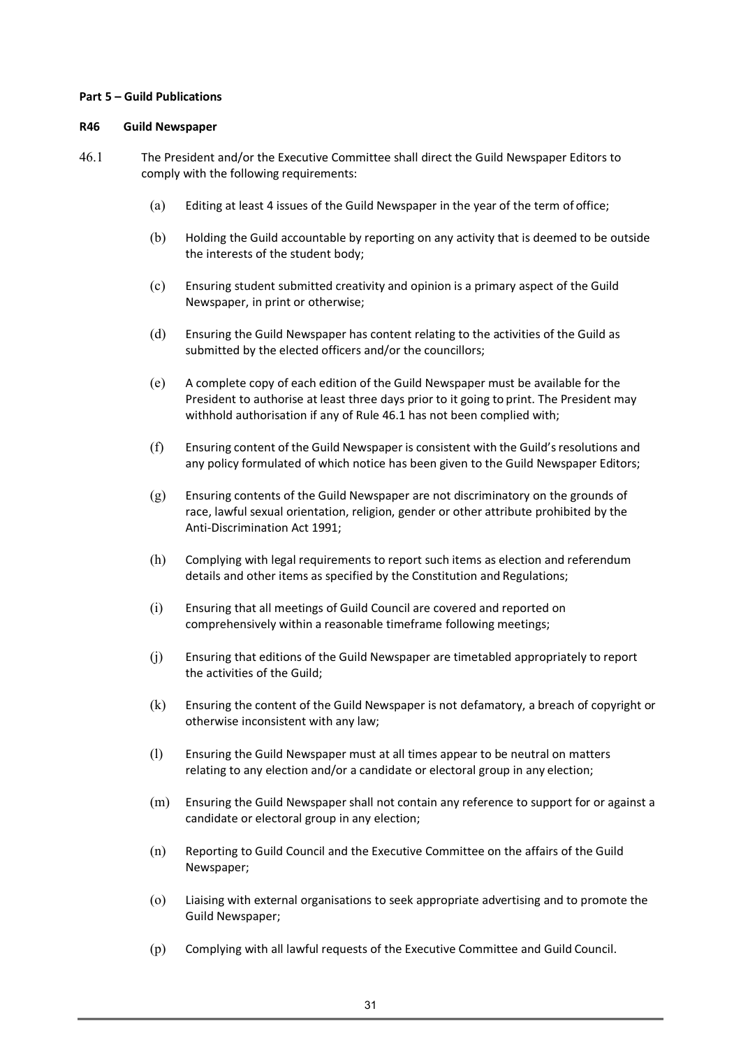**Part 5 – Guild Publications**

**R46 Guild Newspaper**

46.1 The President and/or the Executive Committee shall direct the Guild Newspaper Editors to comply with the following requirements:

(a) Editing at least 4 issues of the Guild Newspaper in the year of the term of office;

(b) Holding the Guild accountable by reporting on any activity that is deemed to be outside the interests of the student body;

(c) Ensuring student submitted creativity and opinion is a primary aspect of the Guild Newspaper, in print or otherwise;

(d) Ensuring the Guild Newspaper has content relating to the activities of the Guild as submitted by the elected officers and/or the councillors;

(e) A complete copy of each edition of the Guild Newspaper must be available for the President to authorise at least three days prior to it going to print. The President may withhold authorisation if any of Rule 46.1 has not been complied with;

(f) Ensuring content of the Guild Newspaper is consistent with the Guild's resolutions and any policy formulated of which notice has been given to the Guild Newspaper Editors;

(g) Ensuring contents of the Guild Newspaper are not discriminatory on the grounds of race, lawful sexual orientation, religion, gender or other attribute prohibited by the Anti-Discrimination Act 1991;

(h) Complying with legal requirements to report such items as election and referendum details and other items as specified by the Constitution and Regulations;

(i) Ensuring that all meetings of Guild Council are covered and reported on comprehensively within a reasonable timeframe following meetings;

(j) Ensuring that editions of the Guild Newspaper are timetabled appropriately to report the activities of the Guild;

(k) Ensuring the content of the Guild Newspaper is not defamatory, a breach of copyright or otherwise inconsistent with any law;

(l) Ensuring the Guild Newspaper must at all times appear to be neutral on matters relating to any election and/or a candidate or electoral group in any election;

(m) Ensuring the Guild Newspaper shall not contain any reference to support for or against a candidate or electoral group in any election;

(n) Reporting to Guild Council and the Executive Committee on the affairs of the Guild Newspaper;

(o) Liaising with external organisations to seek appropriate advertising and to promote the Guild Newspaper;

(p) Complying with all lawful requests of the Executive Committee and Guild Council.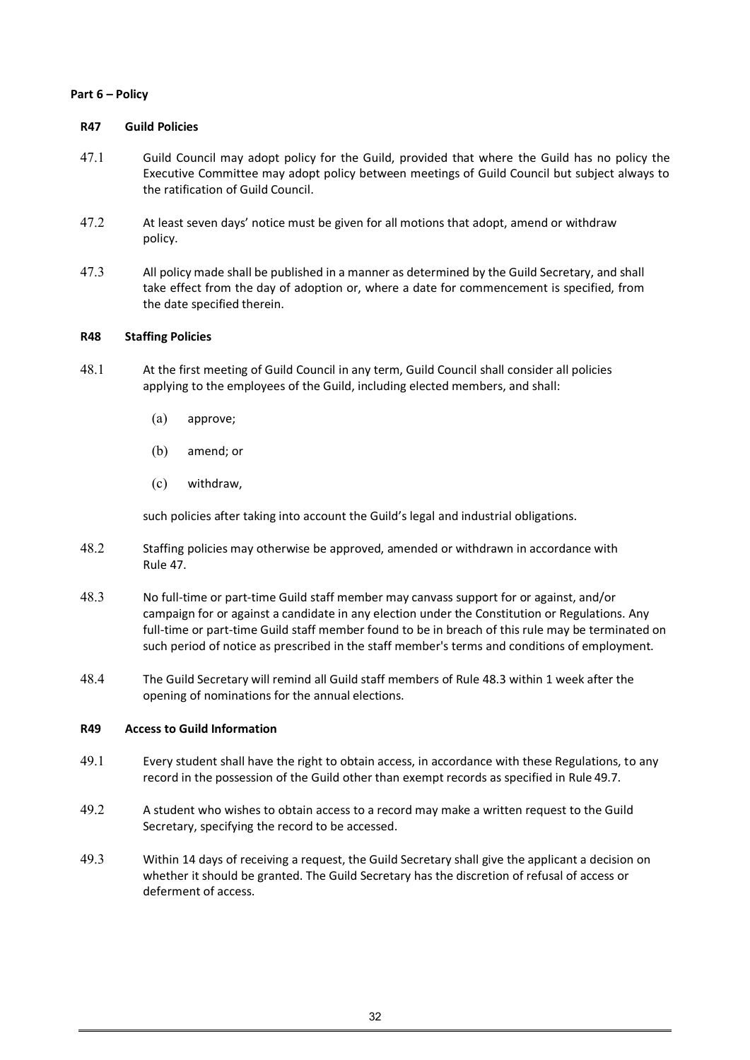## Part 6 – Policy

### R47 Guild Policies

47.1 Guild Council may adopt policy for the Guild, provided that where the Guild has no policy the Executive Committee may adopt policy between meetings of Guild Council but subject always to the ratification of Guild Council.

47.2 At least seven days' notice must be given for all motions that adopt, amend or withdraw policy.

47.3 All policy made shall be published in a manner as determined by the Guild Secretary, and shall take effect from the day of adoption or, where a date for commencement is specified, from the date specified therein.

### R48 Staffing Policies

48.1 At the first meeting of Guild Council in any term, Guild Council shall consider all policies applying to the employees of the Guild, including elected members, and shall:

(a) approve;

(b) amend; or

(c) withdraw,

such policies after taking into account the Guild's legal and industrial obligations.

48.2 Staffing policies may otherwise be approved, amended or withdrawn in accordance with Rule 47.

48.3 No full-time or part-time Guild staff member may canvass support for or against, and/or campaign for or against a candidate in any election under the Constitution or Regulations. Any full-time or part-time Guild staff member found to be in breach of this rule may be terminated on such period of notice as prescribed in the staff member's terms and conditions of employment.

48.4 The Guild Secretary will remind all Guild staff members of Rule 48.3 within 1 week after the opening of nominations for the annual elections.

### R49 Access to Guild Information

49.1 Every student shall have the right to obtain access, in accordance with these Regulations, to any record in the possession of the Guild other than exempt records as specified in Rule 49.7.

49.2 A student who wishes to obtain access to a record may make a written request to the Guild Secretary, specifying the record to be accessed.

49.3 Within 14 days of receiving a request, the Guild Secretary shall give the applicant a decision on whether it should be granted. The Guild Secretary has the discretion of refusal of access or deferment of access.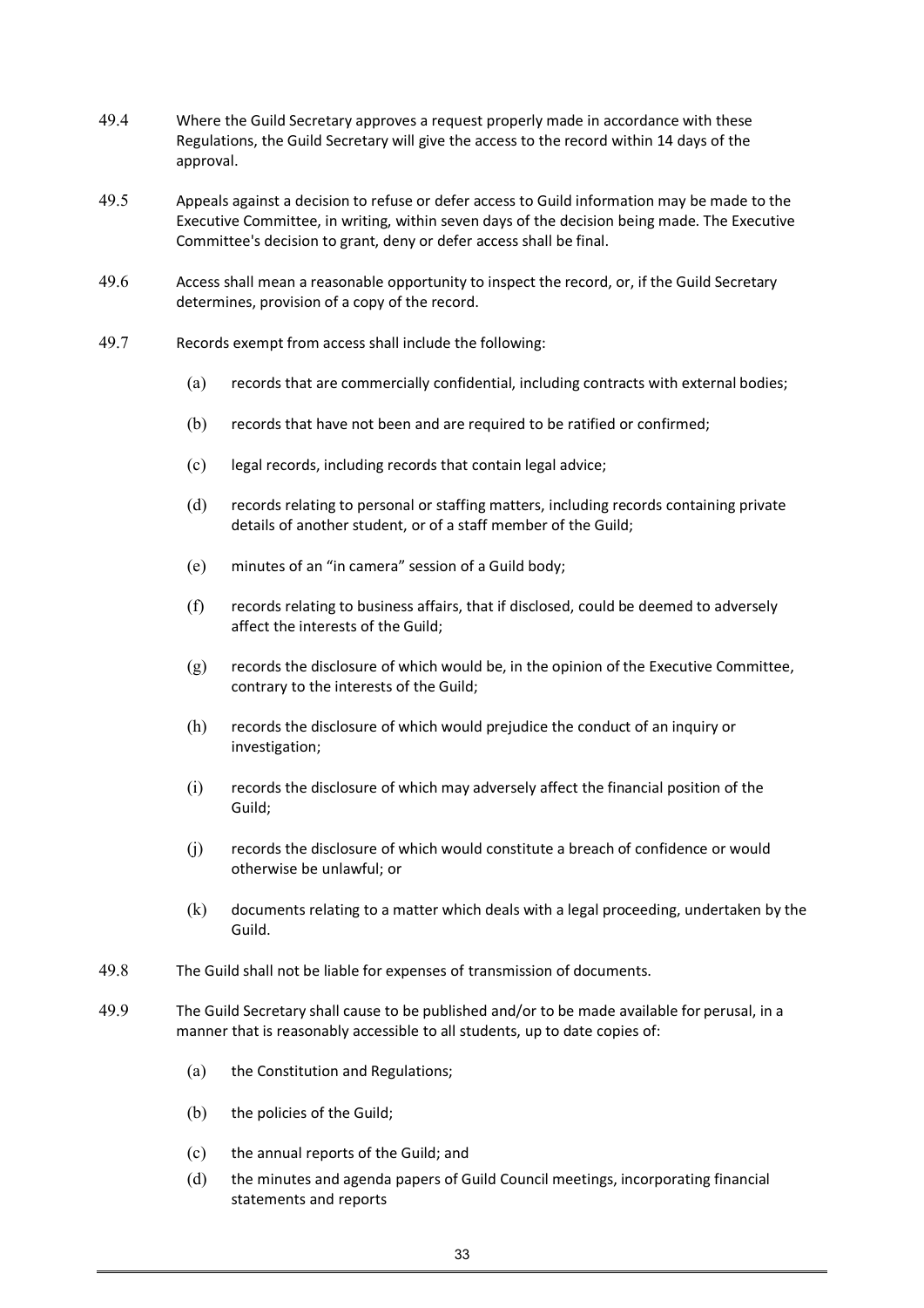49.4 Where the Guild Secretary approves a request properly made in accordance with these Regulations, the Guild Secretary will give the access to the record within 14 days of the approval.

49.5 Appeals against a decision to refuse or defer access to Guild information may be made to the Executive Committee, in writing, within seven days of the decision being made. The Executive Committee's decision to grant, deny or defer access shall be final.

49.6 Access shall mean a reasonable opportunity to inspect the record, or, if the Guild Secretary determines, provision of a copy of the record.

49.7 Records exempt from access shall include the following:

(a) records that are commercially confidential, including contracts with external bodies;

(b) records that have not been and are required to be ratified or confirmed;

(c) legal records, including records that contain legal advice;

(d) records relating to personal or staffing matters, including records containing private details of another student, or of a staff member of the Guild;

(e) minutes of an "in camera" session of a Guild body;

(f) records relating to business affairs, that if disclosed, could be deemed to adversely affect the interests of the Guild;

(g) records the disclosure of which would be, in the opinion of the Executive Committee, contrary to the interests of the Guild;

(h) records the disclosure of which would prejudice the conduct of an inquiry or investigation;

(i) records the disclosure of which may adversely affect the financial position of the Guild;

(j) records the disclosure of which would constitute a breach of confidence or would otherwise be unlawful; or

(k) documents relating to a matter which deals with a legal proceeding, undertaken by the Guild.

49.8 The Guild shall not be liable for expenses of transmission of documents.

49.9 The Guild Secretary shall cause to be published and/or to be made available for perusal, in a manner that is reasonably accessible to all students, up to date copies of:

(a) the Constitution and Regulations;

(b) the policies of the Guild;

(c) the annual reports of the Guild; and

(d) the minutes and agenda papers of Guild Council meetings, incorporating financial statements and reports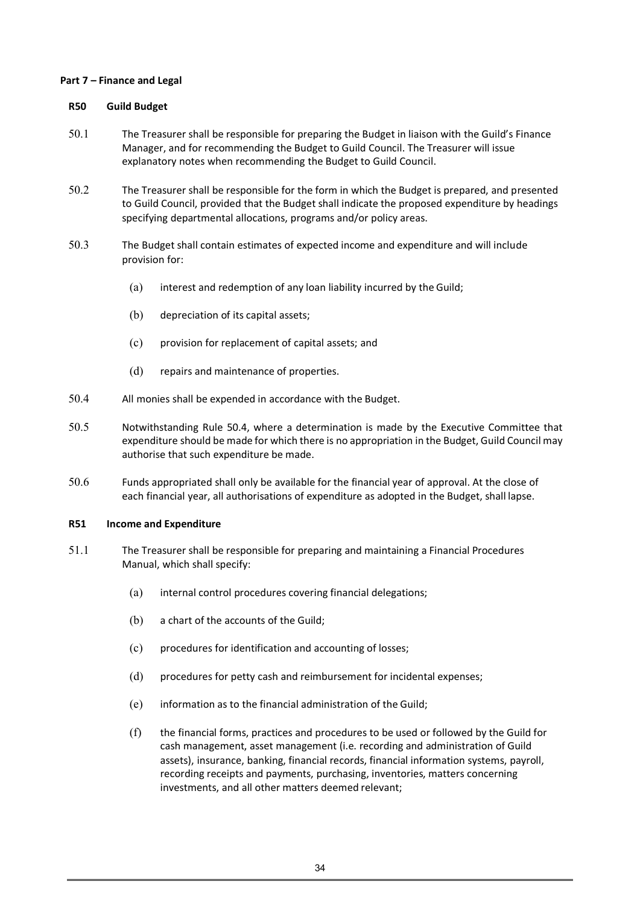**Part 7 – Finance and Legal**

**R50 Guild Budget**

50.1 The Treasurer shall be responsible for preparing the Budget in liaison with the Guild's Finance Manager, and for recommending the Budget to Guild Council. The Treasurer will issue explanatory notes when recommending the Budget to Guild Council.

50.2 The Treasurer shall be responsible for the form in which the Budget is prepared, and presented to Guild Council, provided that the Budget shall indicate the proposed expenditure by headings specifying departmental allocations, programs and/or policy areas.

50.3 The Budget shall contain estimates of expected income and expenditure and will include provision for:

- (a) interest and redemption of any loan liability incurred by the Guild;
- (b) depreciation of its capital assets;
- (c) provision for replacement of capital assets; and
- (d) repairs and maintenance of properties.

50.4 All monies shall be expended in accordance with the Budget.

50.5 Notwithstanding Rule 50.4, where a determination is made by the Executive Committee that expenditure should be made for which there is no appropriation in the Budget, Guild Council may authorise that such expenditure be made.

50.6 Funds appropriated shall only be available for the financial year of approval. At the close of each financial year, all authorisations of expenditure as adopted in the Budget, shall lapse.

**R51 Income and Expenditure**

51.1 The Treasurer shall be responsible for preparing and maintaining a Financial Procedures Manual, which shall specify:

- (a) internal control procedures covering financial delegations;
- (b) a chart of the accounts of the Guild;
- (c) procedures for identification and accounting of losses;
- (d) procedures for petty cash and reimbursement for incidental expenses;
- (e) information as to the financial administration of the Guild;
- (f) the financial forms, practices and procedures to be used or followed by the Guild for cash management, asset management (i.e. recording and administration of Guild assets), insurance, banking, financial records, financial information systems, payroll, recording receipts and payments, purchasing, inventories, matters concerning investments, and all other matters deemed relevant;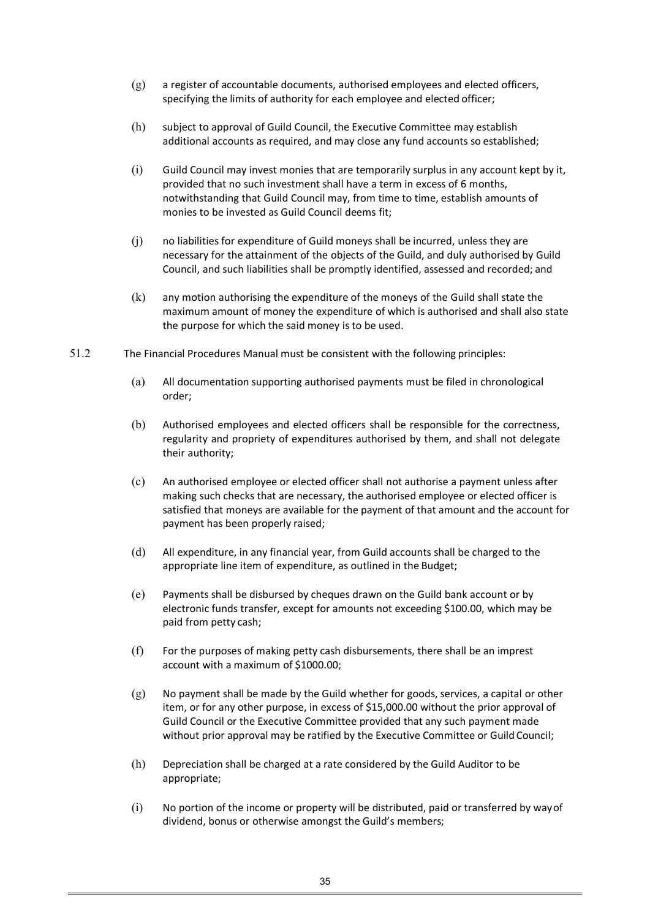(g) a register of accountable documents, authorised employees and elected officers, specifying the limits of authority for each employee and elected officer;

(h) subject to approval of Guild Council, the Executive Committee may establish additional accounts as required, and may close any fund accounts so established;

(i) Guild Council may invest monies that are temporarily surplus in any account kept by it, provided that no such investment shall have a term in excess of 6 months, notwithstanding that Guild Council may, from time to time, establish amounts of monies to be invested as Guild Council deems fit;

(j) no liabilities for expenditure of Guild moneys shall be incurred, unless they are necessary for the attainment of the objects of the Guild, and duly authorised by Guild Council, and such liabilities shall be promptly identified, assessed and recorded; and

(k) any motion authorising the expenditure of the moneys of the Guild shall state the maximum amount of money the expenditure of which is authorised and shall also state the purpose for which the said money is to be used.

51.2 The Financial Procedures Manual must be consistent with the following principles:

(a) All documentation supporting authorised payments must be filed in chronological order;

(b) Authorised employees and elected officers shall be responsible for the correctness, regularity and propriety of expenditures authorised by them, and shall not delegate their authority;

(c) An authorised employee or elected officer shall not authorise a payment unless after making such checks that are necessary, the authorised employee or elected officer is satisfied that moneys are available for the payment of that amount and the account for payment has been properly raised;

(d) All expenditure, in any financial year, from Guild accounts shall be charged to the appropriate line item of expenditure, as outlined in the Budget;

(e) Payments shall be disbursed by cheques drawn on the Guild bank account or by electronic funds transfer, except for amounts not exceeding $100.00, which may be paid from petty cash;

(f) For the purposes of making petty cash disbursements, there shall be an imprest account with a maximum of $1000.00;

(g) No payment shall be made by the Guild whether for goods, services, a capital or other item, or for any other purpose, in excess of $15,000.00 without the prior approval of Guild Council or the Executive Committee provided that any such payment made without prior approval may be ratified by the Executive Committee or Guild Council;

(h) Depreciation shall be charged at a rate considered by the Guild Auditor to be appropriate;

(i) No portion of the income or property will be distributed, paid or transferred by way of dividend, bonus or otherwise amongst the Guild's members;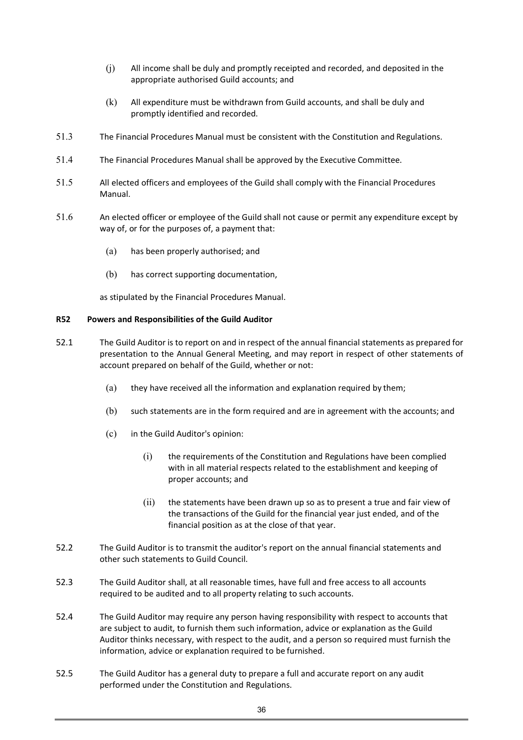(j) All income shall be duly and promptly receipted and recorded, and deposited in the appropriate authorised Guild accounts; and

(k) All expenditure must be withdrawn from Guild accounts, and shall be duly and promptly identified and recorded.

51.3 The Financial Procedures Manual must be consistent with the Constitution and Regulations.

51.4 The Financial Procedures Manual shall be approved by the Executive Committee.

51.5 All elected officers and employees of the Guild shall comply with the Financial Procedures Manual.

51.6 An elected officer or employee of the Guild shall not cause or permit any expenditure except by way of, or for the purposes of, a payment that:

(a) has been properly authorised; and

(b) has correct supporting documentation,

as stipulated by the Financial Procedures Manual.

**R52 Powers and Responsibilities of the Guild Auditor**

52.1 The Guild Auditor is to report on and in respect of the annual financial statements as prepared for presentation to the Annual General Meeting, and may report in respect of other statements of account prepared on behalf of the Guild, whether or not:

(a) they have received all the information and explanation required by them;

(b) such statements are in the form required and are in agreement with the accounts; and

(c) in the Guild Auditor's opinion:

(i) the requirements of the Constitution and Regulations have been complied with in all material respects related to the establishment and keeping of proper accounts; and

(ii) the statements have been drawn up so as to present a true and fair view of the transactions of the Guild for the financial year just ended, and of the financial position as at the close of that year.

52.2 The Guild Auditor is to transmit the auditor's report on the annual financial statements and other such statements to Guild Council.

52.3 The Guild Auditor shall, at all reasonable times, have full and free access to all accounts required to be audited and to all property relating to such accounts.

52.4 The Guild Auditor may require any person having responsibility with respect to accounts that are subject to audit, to furnish them such information, advice or explanation as the Guild Auditor thinks necessary, with respect to the audit, and a person so required must furnish the information, advice or explanation required to be furnished.

52.5 The Guild Auditor has a general duty to prepare a full and accurate report on any audit performed under the Constitution and Regulations.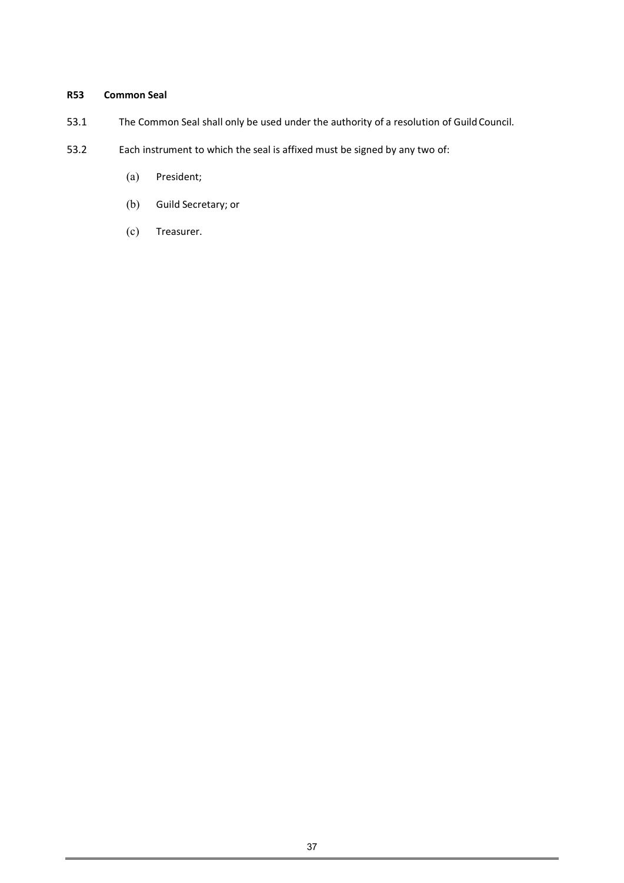### R53 Common Seal

53.1 The Common Seal shall only be used under the authority of a resolution of Guild Council.

53.2 Each instrument to which the seal is affixed must be signed by any two of:

(a) President;

(b) Guild Secretary; or

(c) Treasurer.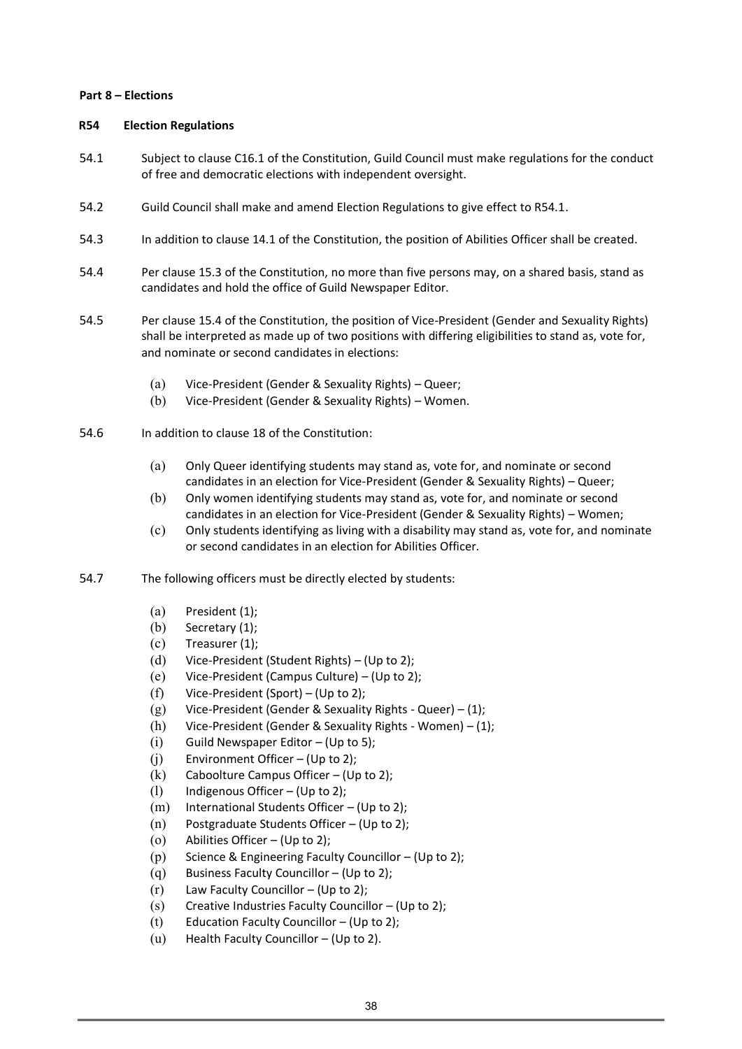**Part 8 – Elections**

**R54 Election Regulations**

54.1 Subject to clause C16.1 of the Constitution, Guild Council must make regulations for the conduct of free and democratic elections with independent oversight.

54.2 Guild Council shall make and amend Election Regulations to give effect to R54.1.

54.3 In addition to clause 14.1 of the Constitution, the position of Abilities Officer shall be created.

54.4 Per clause 15.3 of the Constitution, no more than five persons may, on a shared basis, stand as candidates and hold the office of Guild Newspaper Editor.

54.5 Per clause 15.4 of the Constitution, the position of Vice-President (Gender and Sexuality Rights) shall be interpreted as made up of two positions with differing eligibilities to stand as, vote for, and nominate or second candidates in elections:

- (a) Vice-President (Gender & Sexuality Rights) – Queer;
- (b) Vice-President (Gender & Sexuality Rights) – Women.

54.6 In addition to clause 18 of the Constitution:

- (a) Only Queer identifying students may stand as, vote for, and nominate or second candidates in an election for Vice-President (Gender & Sexuality Rights) – Queer;
- (b) Only women identifying students may stand as, vote for, and nominate or second candidates in an election for Vice-President (Gender & Sexuality Rights) – Women;
- (c) Only students identifying as living with a disability may stand as, vote for, and nominate or second candidates in an election for Abilities Officer.

54.7 The following officers must be directly elected by students:

- (a) President (1);
- (b) Secretary (1);
- (c) Treasurer (1);
- (d) Vice-President (Student Rights) – (Up to 2);
- (e) Vice-President (Campus Culture) – (Up to 2);
- (f) Vice-President (Sport) – (Up to 2);
- (g) Vice-President (Gender & Sexuality Rights - Queer) – (1);
- (h) Vice-President (Gender & Sexuality Rights - Women) – (1);
- (i) Guild Newspaper Editor – (Up to 5);
- (j) Environment Officer – (Up to 2);
- (k) Caboolture Campus Officer – (Up to 2);
- (l) Indigenous Officer – (Up to 2);
- (m) International Students Officer – (Up to 2);
- (n) Postgraduate Students Officer – (Up to 2);
- (o) Abilities Officer – (Up to 2);
- (p) Science & Engineering Faculty Councillor – (Up to 2);
- (q) Business Faculty Councillor – (Up to 2);
- (r) Law Faculty Councillor – (Up to 2);
- (s) Creative Industries Faculty Councillor – (Up to 2);
- (t) Education Faculty Councillor – (Up to 2);
- (u) Health Faculty Councillor – (Up to 2).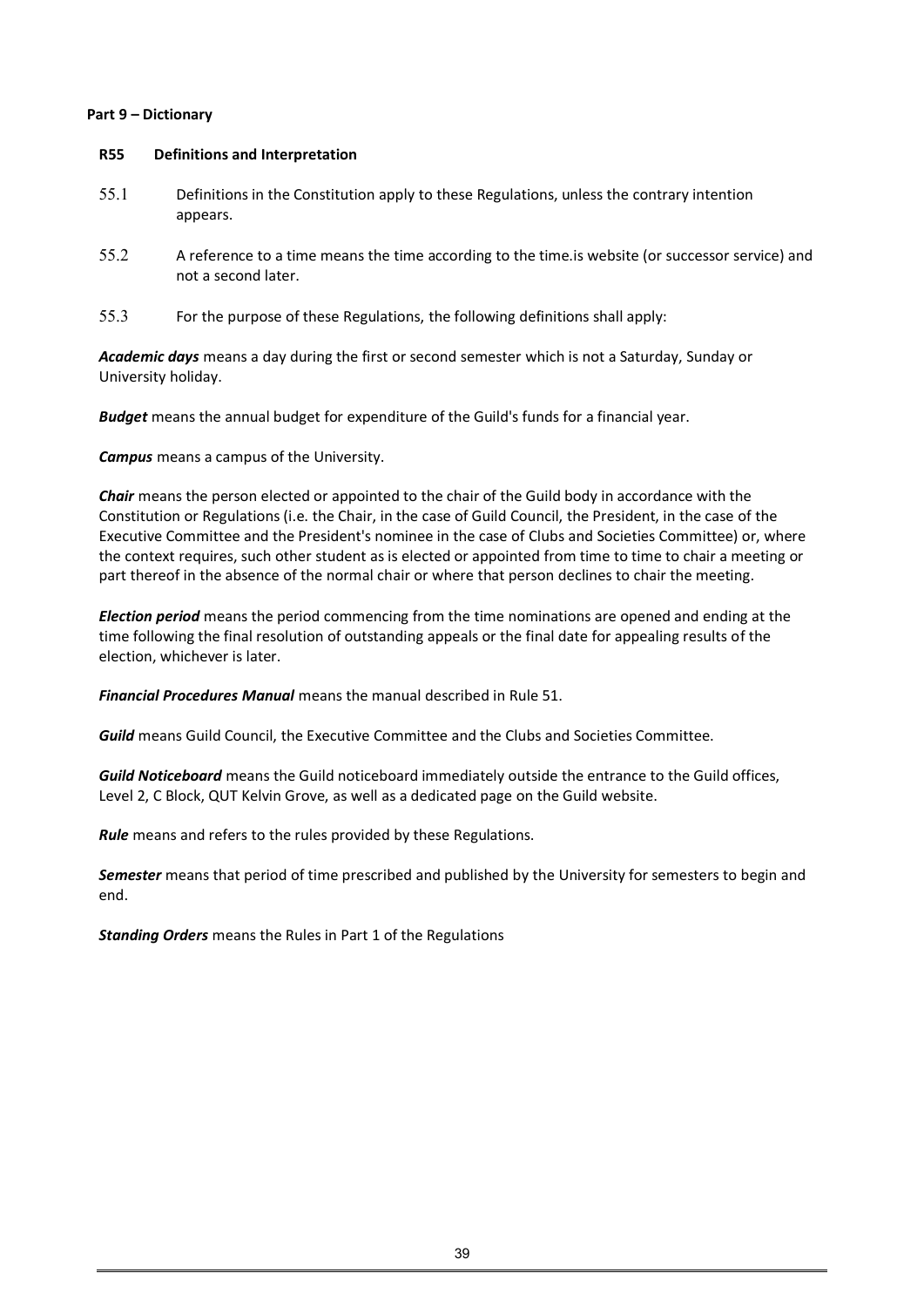**Part 9 – Dictionary**

**R55 Definitions and Interpretation**

55.1 Definitions in the Constitution apply to these Regulations, unless the contrary intention appears.

55.2 A reference to a time means the time according to the time.is website (or successor service) and not a second later.

55.3 For the purpose of these Regulations, the following definitions shall apply:

***Academic days*** means a day during the first or second semester which is not a Saturday, Sunday or University holiday.

***Budget*** means the annual budget for expenditure of the Guild's funds for a financial year.

***Campus*** means a campus of the University.

***Chair*** means the person elected or appointed to the chair of the Guild body in accordance with the Constitution or Regulations (i.e. the Chair, in the case of Guild Council, the President, in the case of the Executive Committee and the President's nominee in the case of Clubs and Societies Committee) or, where the context requires, such other student as is elected or appointed from time to time to chair a meeting or part thereof in the absence of the normal chair or where that person declines to chair the meeting.

***Election period*** means the period commencing from the time nominations are opened and ending at the time following the final resolution of outstanding appeals or the final date for appealing results of the election, whichever is later.

***Financial Procedures Manual*** means the manual described in Rule 51.

***Guild*** means Guild Council, the Executive Committee and the Clubs and Societies Committee.

***Guild Noticeboard*** means the Guild noticeboard immediately outside the entrance to the Guild offices, Level 2, C Block, QUT Kelvin Grove, as well as a dedicated page on the Guild website.

***Rule*** means and refers to the rules provided by these Regulations.

***Semester*** means that period of time prescribed and published by the University for semesters to begin and end.

***Standing Orders*** means the Rules in Part 1 of the Regulations